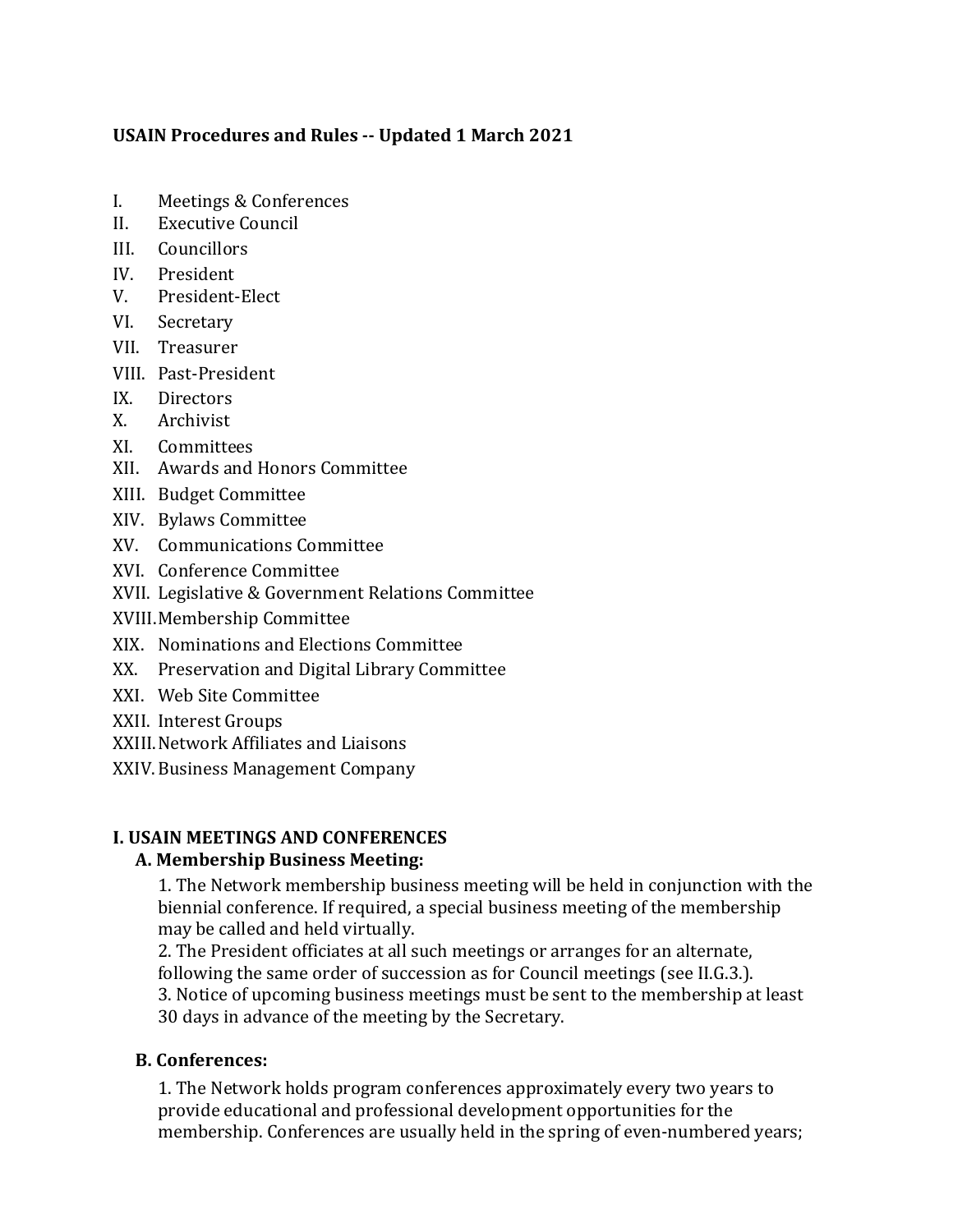**USAIN Procedures and Rules -- Updated 1 March 2021**

I. Meetings & Conferences
II. Executive Council
III. Councillors
IV. President
V. President-Elect
VI. Secretary
VII. Treasurer
VIII. Past-President
IX. Directors
X. Archivist
XI. Committees
XII. Awards and Honors Committee
XIII. Budget Committee
XIV. Bylaws Committee
XV. Communications Committee
XVI. Conference Committee
XVII. Legislative & Government Relations Committee
XVIII. Membership Committee
XIX. Nominations and Elections Committee
XX. Preservation and Digital Library Committee
XXI. Web Site Committee
XXII. Interest Groups
XXIII. Network Affiliates and Liaisons
XXIV. Business Management Company

## I. USAIN MEETINGS AND CONFERENCES

### A. Membership Business Meeting:

1. The Network membership business meeting will be held in conjunction with the biennial conference. If required, a special business meeting of the membership may be called and held virtually.
2. The President officiates at all such meetings or arranges for an alternate, following the same order of succession as for Council meetings (see II.G.3.).
3. Notice of upcoming business meetings must be sent to the membership at least 30 days in advance of the meeting by the Secretary.

### B. Conferences:

1. The Network holds program conferences approximately every two years to provide educational and professional development opportunities for the membership. Conferences are usually held in the spring of even-numbered years;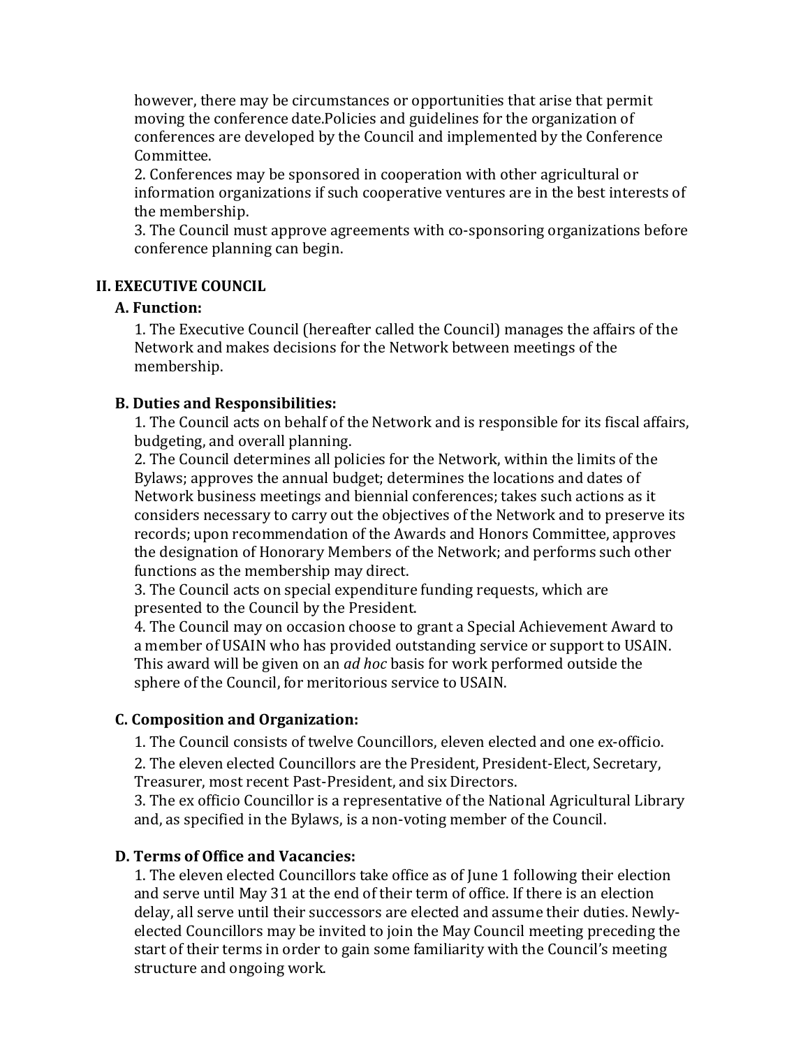however, there may be circumstances or opportunities that arise that permit moving the conference date.Policies and guidelines for the organization of conferences are developed by the Council and implemented by the Conference Committee.

2. Conferences may be sponsored in cooperation with other agricultural or information organizations if such cooperative ventures are in the best interests of the membership.

3. The Council must approve agreements with co-sponsoring organizations before conference planning can begin.

## II. EXECUTIVE COUNCIL

### A. Function:

1. The Executive Council (hereafter called the Council) manages the affairs of the Network and makes decisions for the Network between meetings of the membership.

### B. Duties and Responsibilities:

1. The Council acts on behalf of the Network and is responsible for its fiscal affairs, budgeting, and overall planning.

2. The Council determines all policies for the Network, within the limits of the Bylaws; approves the annual budget; determines the locations and dates of Network business meetings and biennial conferences; takes such actions as it considers necessary to carry out the objectives of the Network and to preserve its records; upon recommendation of the Awards and Honors Committee, approves the designation of Honorary Members of the Network; and performs such other functions as the membership may direct.

3. The Council acts on special expenditure funding requests, which are presented to the Council by the President.

4. The Council may on occasion choose to grant a Special Achievement Award to a member of USAIN who has provided outstanding service or support to USAIN. This award will be given on an *ad hoc* basis for work performed outside the sphere of the Council, for meritorious service to USAIN.

### C. Composition and Organization:

1. The Council consists of twelve Councillors, eleven elected and one ex-officio.

2. The eleven elected Councillors are the President, President-Elect, Secretary, Treasurer, most recent Past-President, and six Directors.

3. The ex officio Councillor is a representative of the National Agricultural Library and, as specified in the Bylaws, is a non-voting member of the Council.

### D. Terms of Office and Vacancies:

1. The eleven elected Councillors take office as of June 1 following their election and serve until May 31 at the end of their term of office. If there is an election delay, all serve until their successors are elected and assume their duties. Newly-elected Councillors may be invited to join the May Council meeting preceding the start of their terms in order to gain some familiarity with the Council's meeting structure and ongoing work.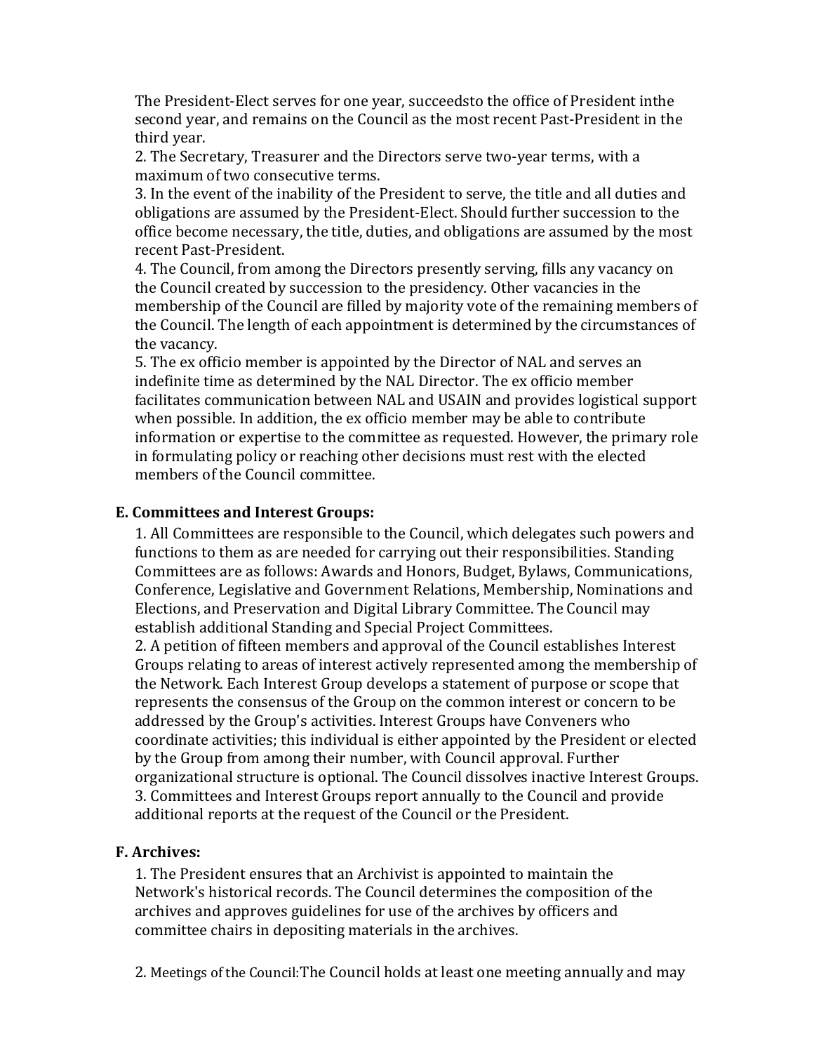The President-Elect serves for one year, succeedsto the office of President inthe second year, and remains on the Council as the most recent Past-President in the third year.

2. The Secretary, Treasurer and the Directors serve two-year terms, with a maximum of two consecutive terms.

3. In the event of the inability of the President to serve, the title and all duties and obligations are assumed by the President-Elect. Should further succession to the office become necessary, the title, duties, and obligations are assumed by the most recent Past-President.

4. The Council, from among the Directors presently serving, fills any vacancy on the Council created by succession to the presidency. Other vacancies in the membership of the Council are filled by majority vote of the remaining members of the Council. The length of each appointment is determined by the circumstances of the vacancy.

5. The ex officio member is appointed by the Director of NAL and serves an indefinite time as determined by the NAL Director. The ex officio member facilitates communication between NAL and USAIN and provides logistical support when possible. In addition, the ex officio member may be able to contribute information or expertise to the committee as requested. However, the primary role in formulating policy or reaching other decisions must rest with the elected members of the Council committee.

### E. Committees and Interest Groups:

1. All Committees are responsible to the Council, which delegates such powers and functions to them as are needed for carrying out their responsibilities. Standing Committees are as follows: Awards and Honors, Budget, Bylaws, Communications, Conference, Legislative and Government Relations, Membership, Nominations and Elections, and Preservation and Digital Library Committee. The Council may establish additional Standing and Special Project Committees.

2. A petition of fifteen members and approval of the Council establishes Interest Groups relating to areas of interest actively represented among the membership of the Network. Each Interest Group develops a statement of purpose or scope that represents the consensus of the Group on the common interest or concern to be addressed by the Group's activities. Interest Groups have Conveners who coordinate activities; this individual is either appointed by the President or elected by the Group from among their number, with Council approval. Further organizational structure is optional. The Council dissolves inactive Interest Groups.

3. Committees and Interest Groups report annually to the Council and provide additional reports at the request of the Council or the President.

### F. Archives:

1. The President ensures that an Archivist is appointed to maintain the Network's historical records. The Council determines the composition of the archives and approves guidelines for use of the archives by officers and committee chairs in depositing materials in the archives.

2. Meetings of the Council:The Council holds at least one meeting annually and may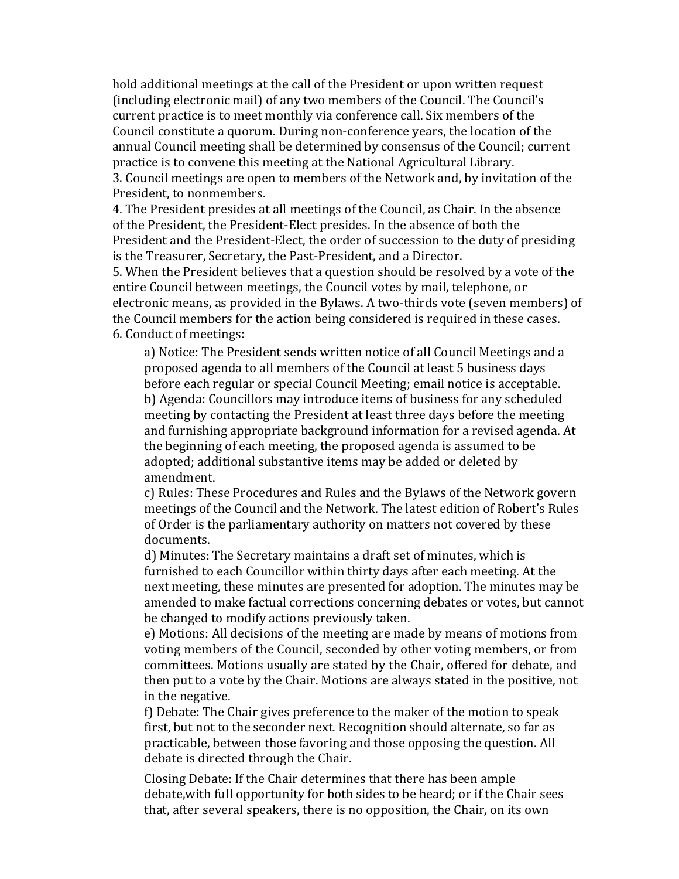hold additional meetings at the call of the President or upon written request (including electronic mail) of any two members of the Council. The Council's current practice is to meet monthly via conference call. Six members of the Council constitute a quorum. During non-conference years, the location of the annual Council meeting shall be determined by consensus of the Council; current practice is to convene this meeting at the National Agricultural Library.

3. Council meetings are open to members of the Network and, by invitation of the President, to nonmembers.

4. The President presides at all meetings of the Council, as Chair. In the absence of the President, the President-Elect presides. In the absence of both the President and the President-Elect, the order of succession to the duty of presiding is the Treasurer, Secretary, the Past-President, and a Director.

5. When the President believes that a question should be resolved by a vote of the entire Council between meetings, the Council votes by mail, telephone, or electronic means, as provided in the Bylaws. A two-thirds vote (seven members) of the Council members for the action being considered is required in these cases.

6. Conduct of meetings:

a) Notice: The President sends written notice of all Council Meetings and a proposed agenda to all members of the Council at least 5 business days before each regular or special Council Meeting; email notice is acceptable.

b) Agenda: Councillors may introduce items of business for any scheduled meeting by contacting the President at least three days before the meeting and furnishing appropriate background information for a revised agenda. At the beginning of each meeting, the proposed agenda is assumed to be adopted; additional substantive items may be added or deleted by amendment.

c) Rules: These Procedures and Rules and the Bylaws of the Network govern meetings of the Council and the Network. The latest edition of Robert's Rules of Order is the parliamentary authority on matters not covered by these documents.

d) Minutes: The Secretary maintains a draft set of minutes, which is furnished to each Councillor within thirty days after each meeting. At the next meeting, these minutes are presented for adoption. The minutes may be amended to make factual corrections concerning debates or votes, but cannot be changed to modify actions previously taken.

e) Motions: All decisions of the meeting are made by means of motions from voting members of the Council, seconded by other voting members, or from committees. Motions usually are stated by the Chair, offered for debate, and then put to a vote by the Chair. Motions are always stated in the positive, not in the negative.

f) Debate: The Chair gives preference to the maker of the motion to speak first, but not to the seconder next. Recognition should alternate, so far as practicable, between those favoring and those opposing the question. All debate is directed through the Chair.

Closing Debate: If the Chair determines that there has been ample debate,with full opportunity for both sides to be heard; or if the Chair sees that, after several speakers, there is no opposition, the Chair, on its own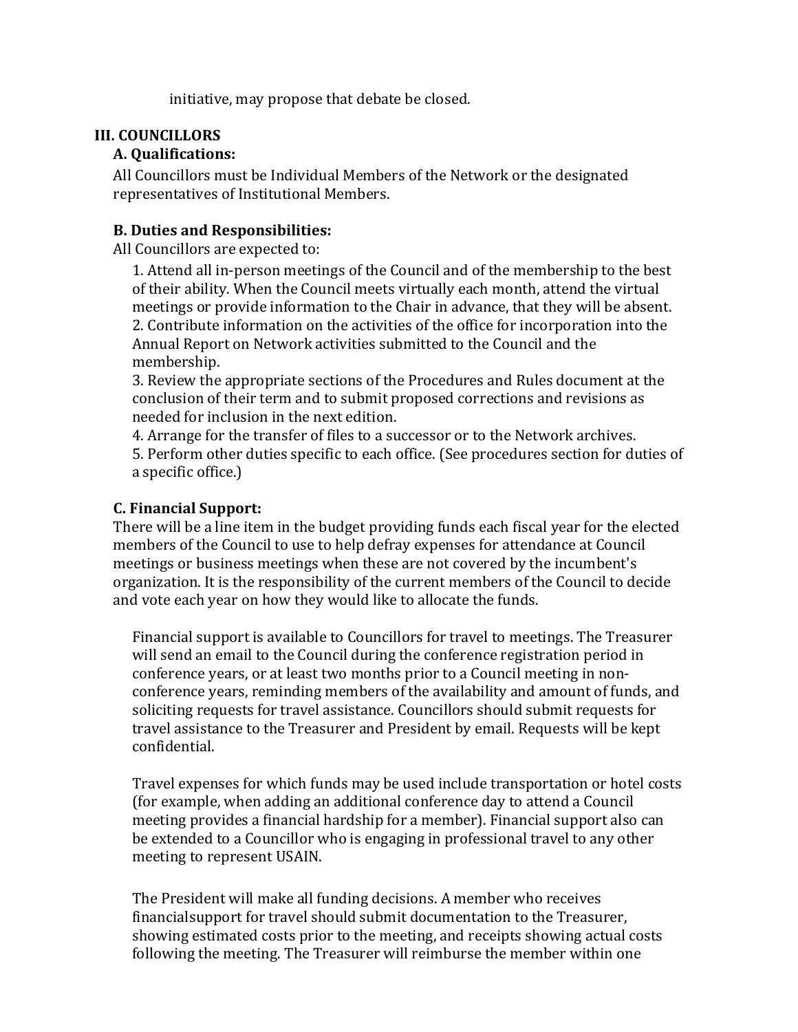initiative, may propose that debate be closed.

## III. COUNCILLORS

### A. Qualifications:

All Councillors must be Individual Members of the Network or the designated representatives of Institutional Members.

### B. Duties and Responsibilities:

All Councillors are expected to:

1. Attend all in-person meetings of the Council and of the membership to the best of their ability. When the Council meets virtually each month, attend the virtual meetings or provide information to the Chair in advance, that they will be absent.
2. Contribute information on the activities of the office for incorporation into the Annual Report on Network activities submitted to the Council and the membership.
3. Review the appropriate sections of the Procedures and Rules document at the conclusion of their term and to submit proposed corrections and revisions as needed for inclusion in the next edition.
4. Arrange for the transfer of files to a successor or to the Network archives.
5. Perform other duties specific to each office. (See procedures section for duties of a specific office.)

### C. Financial Support:

There will be a line item in the budget providing funds each fiscal year for the elected members of the Council to use to help defray expenses for attendance at Council meetings or business meetings when these are not covered by the incumbent's organization. It is the responsibility of the current members of the Council to decide and vote each year on how they would like to allocate the funds.

Financial support is available to Councillors for travel to meetings. The Treasurer will send an email to the Council during the conference registration period in conference years, or at least two months prior to a Council meeting in non-conference years, reminding members of the availability and amount of funds, and soliciting requests for travel assistance. Councillors should submit requests for travel assistance to the Treasurer and President by email. Requests will be kept confidential.

Travel expenses for which funds may be used include transportation or hotel costs (for example, when adding an additional conference day to attend a Council meeting provides a financial hardship for a member). Financial support also can be extended to a Councillor who is engaging in professional travel to any other meeting to represent USAIN.

The President will make all funding decisions. A member who receives financialsupport for travel should submit documentation to the Treasurer, showing estimated costs prior to the meeting, and receipts showing actual costs following the meeting. The Treasurer will reimburse the member within one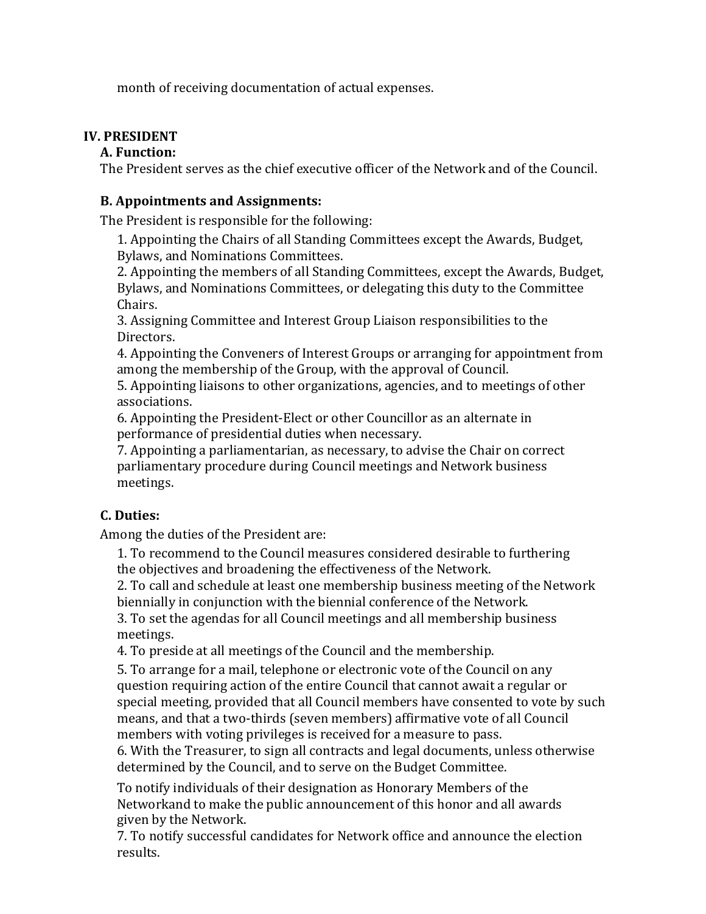month of receiving documentation of actual expenses.

## IV. PRESIDENT

### A. Function:

The President serves as the chief executive officer of the Network and of the Council.

### B. Appointments and Assignments:

The President is responsible for the following:

1. Appointing the Chairs of all Standing Committees except the Awards, Budget, Bylaws, and Nominations Committees.
2. Appointing the members of all Standing Committees, except the Awards, Budget, Bylaws, and Nominations Committees, or delegating this duty to the Committee Chairs.
3. Assigning Committee and Interest Group Liaison responsibilities to the Directors.
4. Appointing the Conveners of Interest Groups or arranging for appointment from among the membership of the Group, with the approval of Council.
5. Appointing liaisons to other organizations, agencies, and to meetings of other associations.
6. Appointing the President-Elect or other Councillor as an alternate in performance of presidential duties when necessary.
7. Appointing a parliamentarian, as necessary, to advise the Chair on correct parliamentary procedure during Council meetings and Network business meetings.

### C. Duties:

Among the duties of the President are:

1. To recommend to the Council measures considered desirable to furthering the objectives and broadening the effectiveness of the Network.
2. To call and schedule at least one membership business meeting of the Network biennially in conjunction with the biennial conference of the Network.
3. To set the agendas for all Council meetings and all membership business meetings.
4. To preside at all meetings of the Council and the membership.
5. To arrange for a mail, telephone or electronic vote of the Council on any question requiring action of the entire Council that cannot await a regular or special meeting, provided that all Council members have consented to vote by such means, and that a two-thirds (seven members) affirmative vote of all Council members with voting privileges is received for a measure to pass.
6. With the Treasurer, to sign all contracts and legal documents, unless otherwise determined by the Council, and to serve on the Budget Committee.

To notify individuals of their designation as Honorary Members of the Networkand to make the public announcement of this honor and all awards given by the Network.

7. To notify successful candidates for Network office and announce the election results.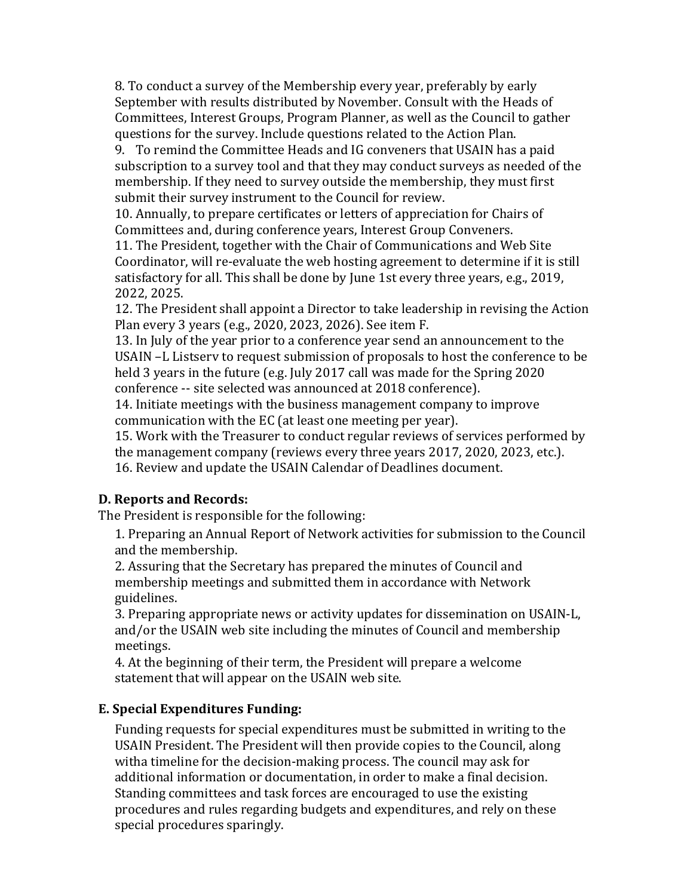8. To conduct a survey of the Membership every year, preferably by early September with results distributed by November. Consult with the Heads of Committees, Interest Groups, Program Planner, as well as the Council to gather questions for the survey. Include questions related to the Action Plan.
9. To remind the Committee Heads and IG conveners that USAIN has a paid subscription to a survey tool and that they may conduct surveys as needed of the membership. If they need to survey outside the membership, they must first submit their survey instrument to the Council for review.
10. Annually, to prepare certificates or letters of appreciation for Chairs of Committees and, during conference years, Interest Group Conveners.
11. The President, together with the Chair of Communications and Web Site Coordinator, will re-evaluate the web hosting agreement to determine if it is still satisfactory for all. This shall be done by June 1st every three years, e.g., 2019, 2022, 2025.
12. The President shall appoint a Director to take leadership in revising the Action Plan every 3 years (e.g., 2020, 2023, 2026). See item F.
13. In July of the year prior to a conference year send an announcement to the USAIN –L Listserv to request submission of proposals to host the conference to be held 3 years in the future (e.g. July 2017 call was made for the Spring 2020 conference -- site selected was announced at 2018 conference).
14. Initiate meetings with the business management company to improve communication with the EC (at least one meeting per year).
15. Work with the Treasurer to conduct regular reviews of services performed by the management company (reviews every three years 2017, 2020, 2023, etc.).
16. Review and update the USAIN Calendar of Deadlines document.

**D. Reports and Records:**

The President is responsible for the following:

1. Preparing an Annual Report of Network activities for submission to the Council and the membership.
2. Assuring that the Secretary has prepared the minutes of Council and membership meetings and submitted them in accordance with Network guidelines.
3. Preparing appropriate news or activity updates for dissemination on USAIN-L, and/or the USAIN web site including the minutes of Council and membership meetings.
4. At the beginning of their term, the President will prepare a welcome statement that will appear on the USAIN web site.

**E. Special Expenditures Funding:**

Funding requests for special expenditures must be submitted in writing to the USAIN President. The President will then provide copies to the Council, along witha timeline for the decision-making process. The council may ask for additional information or documentation, in order to make a final decision. Standing committees and task forces are encouraged to use the existing procedures and rules regarding budgets and expenditures, and rely on these special procedures sparingly.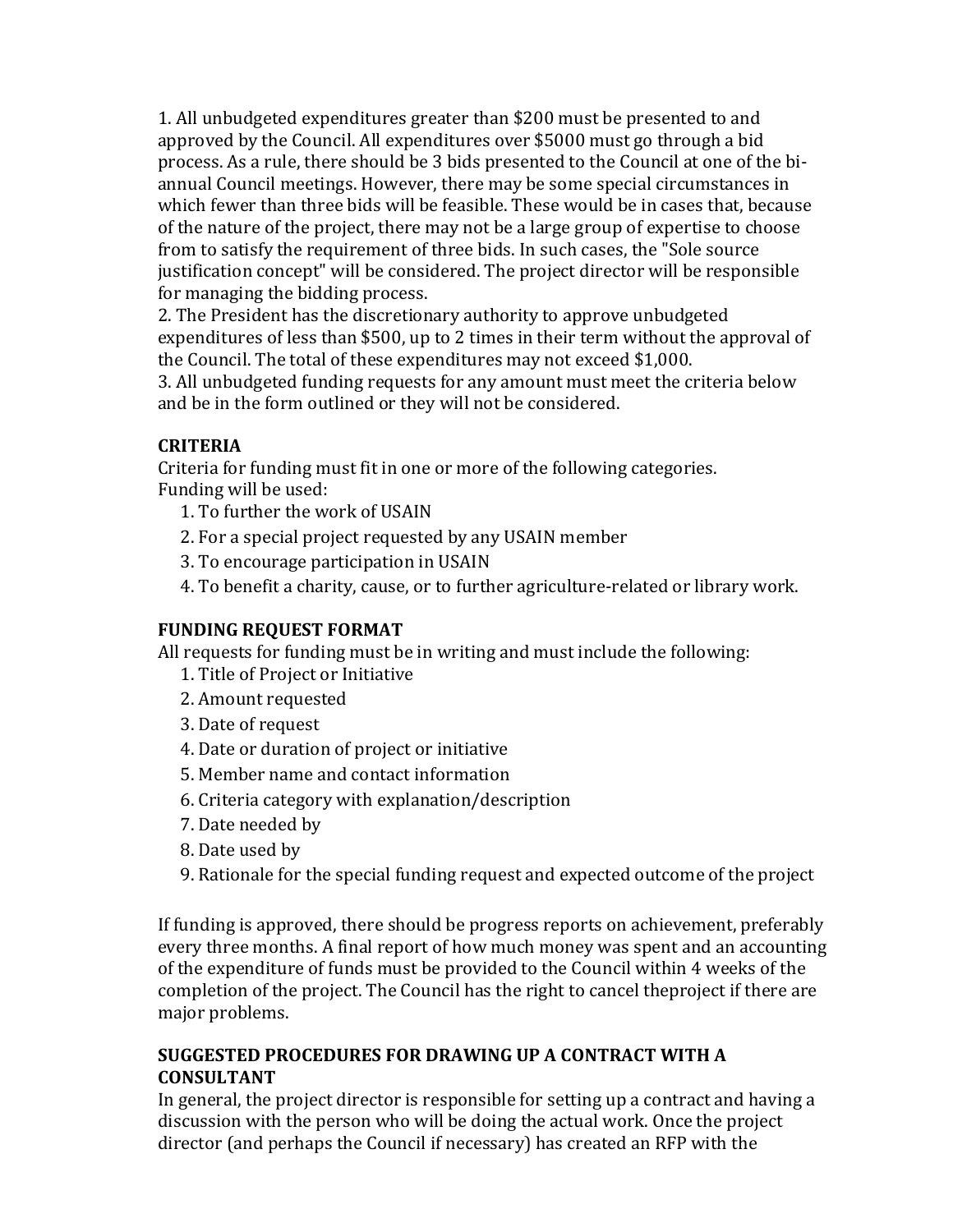1. All unbudgeted expenditures greater than $200 must be presented to and approved by the Council. All expenditures over $5000 must go through a bid process. As a rule, there should be 3 bids presented to the Council at one of the bi-annual Council meetings. However, there may be some special circumstances in which fewer than three bids will be feasible. These would be in cases that, because of the nature of the project, there may not be a large group of expertise to choose from to satisfy the requirement of three bids. In such cases, the "Sole source justification concept" will be considered. The project director will be responsible for managing the bidding process.
2. The President has the discretionary authority to approve unbudgeted expenditures of less than $500, up to 2 times in their term without the approval of the Council. The total of these expenditures may not exceed $1,000.
3. All unbudgeted funding requests for any amount must meet the criteria below and be in the form outlined or they will not be considered.

**CRITERIA**

Criteria for funding must fit in one or more of the following categories.
Funding will be used:

1. To further the work of USAIN
2. For a special project requested by any USAIN member
3. To encourage participation in USAIN
4. To benefit a charity, cause, or to further agriculture-related or library work.

**FUNDING REQUEST FORMAT**

All requests for funding must be in writing and must include the following:

1. Title of Project or Initiative
2. Amount requested
3. Date of request
4. Date or duration of project or initiative
5. Member name and contact information
6. Criteria category with explanation/description
7. Date needed by
8. Date used by
9. Rationale for the special funding request and expected outcome of the project

If funding is approved, there should be progress reports on achievement, preferably every three months. A final report of how much money was spent and an accounting of the expenditure of funds must be provided to the Council within 4 weeks of the completion of the project. The Council has the right to cancel theproject if there are major problems.

**SUGGESTED PROCEDURES FOR DRAWING UP A CONTRACT WITH A CONSULTANT**

In general, the project director is responsible for setting up a contract and having a discussion with the person who will be doing the actual work. Once the project director (and perhaps the Council if necessary) has created an RFP with the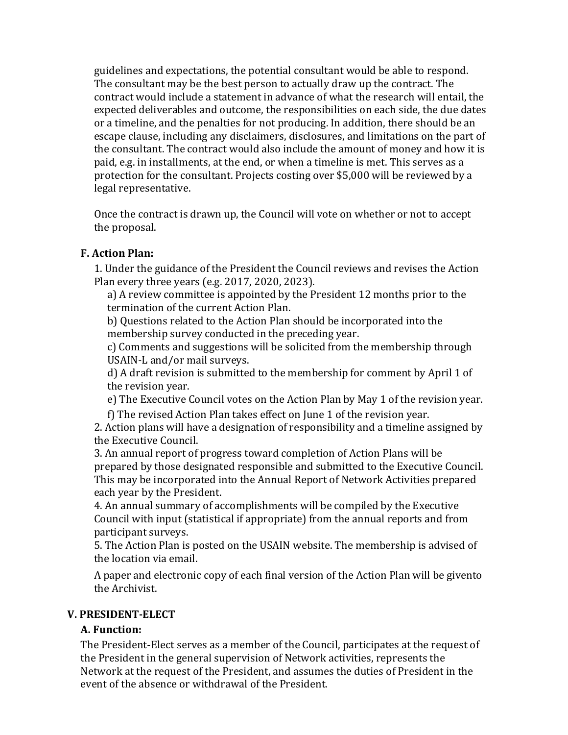guidelines and expectations, the potential consultant would be able to respond. The consultant may be the best person to actually draw up the contract. The contract would include a statement in advance of what the research will entail, the expected deliverables and outcome, the responsibilities on each side, the due dates or a timeline, and the penalties for not producing. In addition, there should be an escape clause, including any disclaimers, disclosures, and limitations on the part of the consultant. The contract would also include the amount of money and how it is paid, e.g. in installments, at the end, or when a timeline is met. This serves as a protection for the consultant. Projects costing over $5,000 will be reviewed by a legal representative.

Once the contract is drawn up, the Council will vote on whether or not to accept the proposal.

### F. Action Plan:

1. Under the guidance of the President the Council reviews and revises the Action Plan every three years (e.g. 2017, 2020, 2023).
   a) A review committee is appointed by the President 12 months prior to the termination of the current Action Plan.
   b) Questions related to the Action Plan should be incorporated into the membership survey conducted in the preceding year.
   c) Comments and suggestions will be solicited from the membership through USAIN-L and/or mail surveys.
   d) A draft revision is submitted to the membership for comment by April 1 of the revision year.
   e) The Executive Council votes on the Action Plan by May 1 of the revision year.
   f) The revised Action Plan takes effect on June 1 of the revision year.
2. Action plans will have a designation of responsibility and a timeline assigned by the Executive Council.
3. An annual report of progress toward completion of Action Plans will be prepared by those designated responsible and submitted to the Executive Council. This may be incorporated into the Annual Report of Network Activities prepared each year by the President.
4. An annual summary of accomplishments will be compiled by the Executive Council with input (statistical if appropriate) from the annual reports and from participant surveys.
5. The Action Plan is posted on the USAIN website. The membership is advised of the location via email.

A paper and electronic copy of each final version of the Action Plan will be givento the Archivist.

## V. PRESIDENT-ELECT

### A. Function:

The President-Elect serves as a member of the Council, participates at the request of the President in the general supervision of Network activities, represents the Network at the request of the President, and assumes the duties of President in the event of the absence or withdrawal of the President.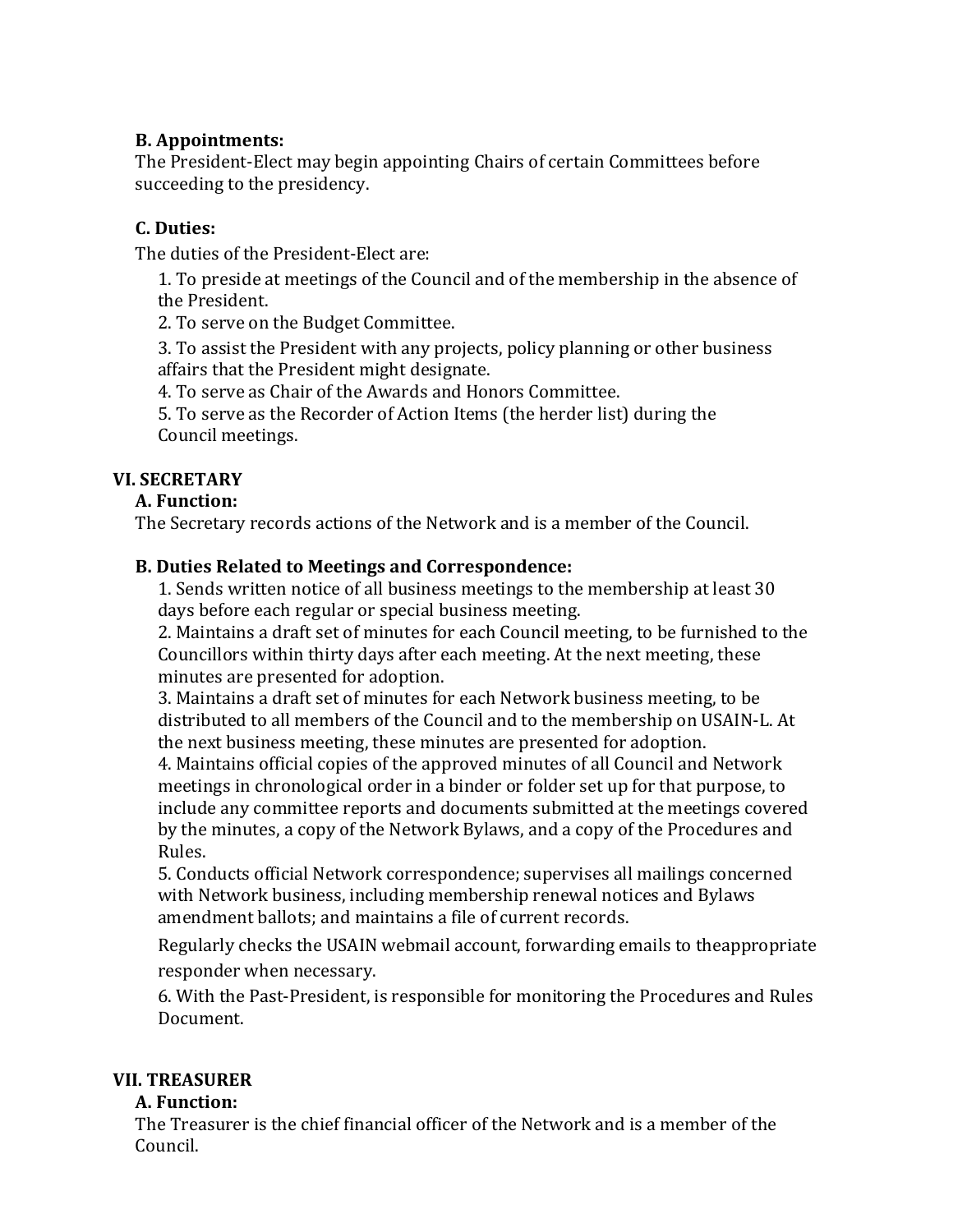### B. Appointments:

The President-Elect may begin appointing Chairs of certain Committees before succeeding to the presidency.

### C. Duties:

The duties of the President-Elect are:

1. To preside at meetings of the Council and of the membership in the absence of the President.
2. To serve on the Budget Committee.
3. To assist the President with any projects, policy planning or other business affairs that the President might designate.
4. To serve as Chair of the Awards and Honors Committee.
5. To serve as the Recorder of Action Items (the herder list) during the Council meetings.

## VI. SECRETARY

### A. Function:

The Secretary records actions of the Network and is a member of the Council.

### B. Duties Related to Meetings and Correspondence:

1. Sends written notice of all business meetings to the membership at least 30 days before each regular or special business meeting.
2. Maintains a draft set of minutes for each Council meeting, to be furnished to the Councillors within thirty days after each meeting. At the next meeting, these minutes are presented for adoption.
3. Maintains a draft set of minutes for each Network business meeting, to be distributed to all members of the Council and to the membership on USAIN-L. At the next business meeting, these minutes are presented for adoption.
4. Maintains official copies of the approved minutes of all Council and Network meetings in chronological order in a binder or folder set up for that purpose, to include any committee reports and documents submitted at the meetings covered by the minutes, a copy of the Network Bylaws, and a copy of the Procedures and Rules.
5. Conducts official Network correspondence; supervises all mailings concerned with Network business, including membership renewal notices and Bylaws amendment ballots; and maintains a file of current records.

   Regularly checks the USAIN webmail account, forwarding emails to theappropriate responder when necessary.
6. With the Past-President, is responsible for monitoring the Procedures and Rules Document.

## VII. TREASURER

### A. Function:

The Treasurer is the chief financial officer of the Network and is a member of the Council.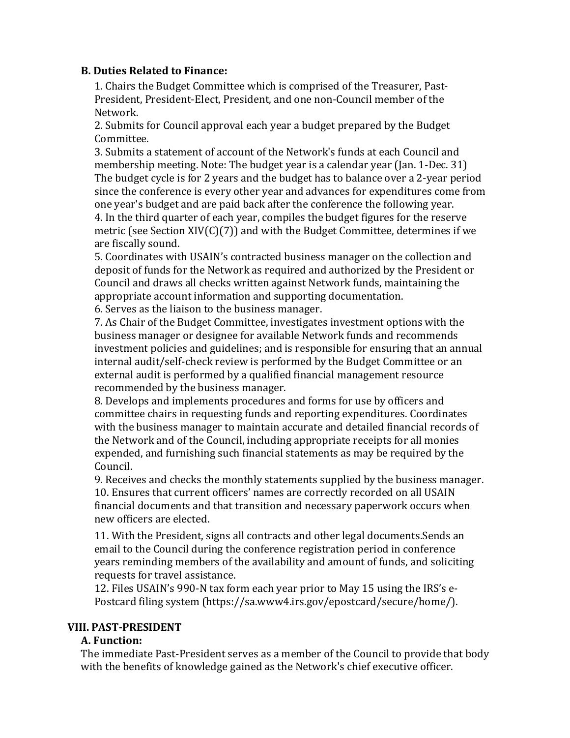### B. Duties Related to Finance:

1. Chairs the Budget Committee which is comprised of the Treasurer, Past-President, President-Elect, President, and one non-Council member of the Network.
2. Submits for Council approval each year a budget prepared by the Budget Committee.
3. Submits a statement of account of the Network's funds at each Council and membership meeting. Note: The budget year is a calendar year (Jan. 1-Dec. 31) The budget cycle is for 2 years and the budget has to balance over a 2-year period since the conference is every other year and advances for expenditures come from one year's budget and are paid back after the conference the following year.
4. In the third quarter of each year, compiles the budget figures for the reserve metric (see Section XIV(C)(7)) and with the Budget Committee, determines if we are fiscally sound.
5. Coordinates with USAIN's contracted business manager on the collection and deposit of funds for the Network as required and authorized by the President or Council and draws all checks written against Network funds, maintaining the appropriate account information and supporting documentation.
6. Serves as the liaison to the business manager.
7. As Chair of the Budget Committee, investigates investment options with the business manager or designee for available Network funds and recommends investment policies and guidelines; and is responsible for ensuring that an annual internal audit/self-check review is performed by the Budget Committee or an external audit is performed by a qualified financial management resource recommended by the business manager.
8. Develops and implements procedures and forms for use by officers and committee chairs in requesting funds and reporting expenditures. Coordinates with the business manager to maintain accurate and detailed financial records of the Network and of the Council, including appropriate receipts for all monies expended, and furnishing such financial statements as may be required by the Council.
9. Receives and checks the monthly statements supplied by the business manager.
10. Ensures that current officers' names are correctly recorded on all USAIN financial documents and that transition and necessary paperwork occurs when new officers are elected.
11. With the President, signs all contracts and other legal documents.Sends an email to the Council during the conference registration period in conference years reminding members of the availability and amount of funds, and soliciting requests for travel assistance.
12. Files USAIN's 990-N tax form each year prior to May 15 using the IRS's e-Postcard filing system (https://sa.www4.irs.gov/epostcard/secure/home/).

## VIII. PAST-PRESIDENT

### A. Function:

The immediate Past-President serves as a member of the Council to provide that body with the benefits of knowledge gained as the Network's chief executive officer.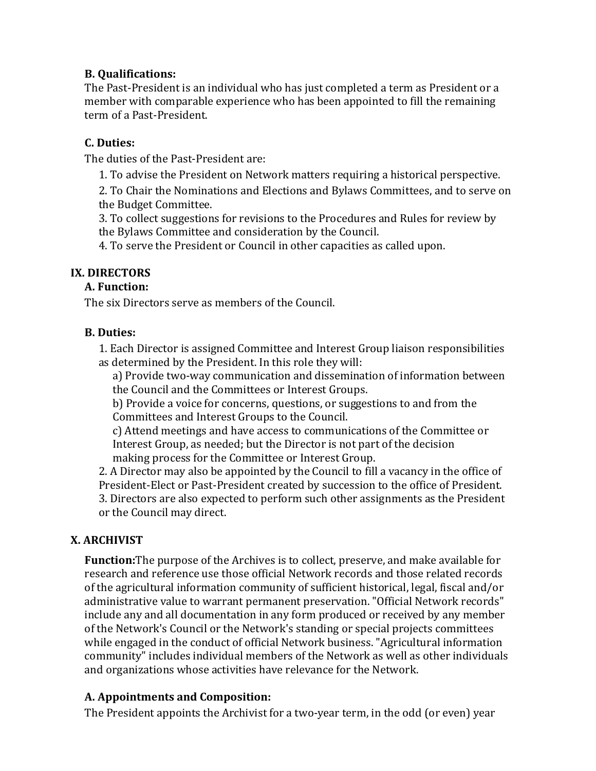### B. Qualifications:

The Past-President is an individual who has just completed a term as President or a member with comparable experience who has been appointed to fill the remaining term of a Past-President.

### C. Duties:

The duties of the Past-President are:

1. To advise the President on Network matters requiring a historical perspective.
2. To Chair the Nominations and Elections and Bylaws Committees, and to serve on the Budget Committee.
3. To collect suggestions for revisions to the Procedures and Rules for review by the Bylaws Committee and consideration by the Council.
4. To serve the President or Council in other capacities as called upon.

## IX. DIRECTORS

### A. Function:

The six Directors serve as members of the Council.

### B. Duties:

1. Each Director is assigned Committee and Interest Group liaison responsibilities as determined by the President. In this role they will:
   a) Provide two-way communication and dissemination of information between the Council and the Committees or Interest Groups.
   b) Provide a voice for concerns, questions, or suggestions to and from the Committees and Interest Groups to the Council.
   c) Attend meetings and have access to communications of the Committee or Interest Group, as needed; but the Director is not part of the decision making process for the Committee or Interest Group.
2. A Director may also be appointed by the Council to fill a vacancy in the office of President-Elect or Past-President created by succession to the office of President.
3. Directors are also expected to perform such other assignments as the President or the Council may direct.

## X. ARCHIVIST

**Function:**The purpose of the Archives is to collect, preserve, and make available for research and reference use those official Network records and those related records of the agricultural information community of sufficient historical, legal, fiscal and/or administrative value to warrant permanent preservation. "Official Network records" include any and all documentation in any form produced or received by any member of the Network's Council or the Network's standing or special projects committees while engaged in the conduct of official Network business. "Agricultural information community" includes individual members of the Network as well as other individuals and organizations whose activities have relevance for the Network.

### A. Appointments and Composition:

The President appoints the Archivist for a two-year term, in the odd (or even) year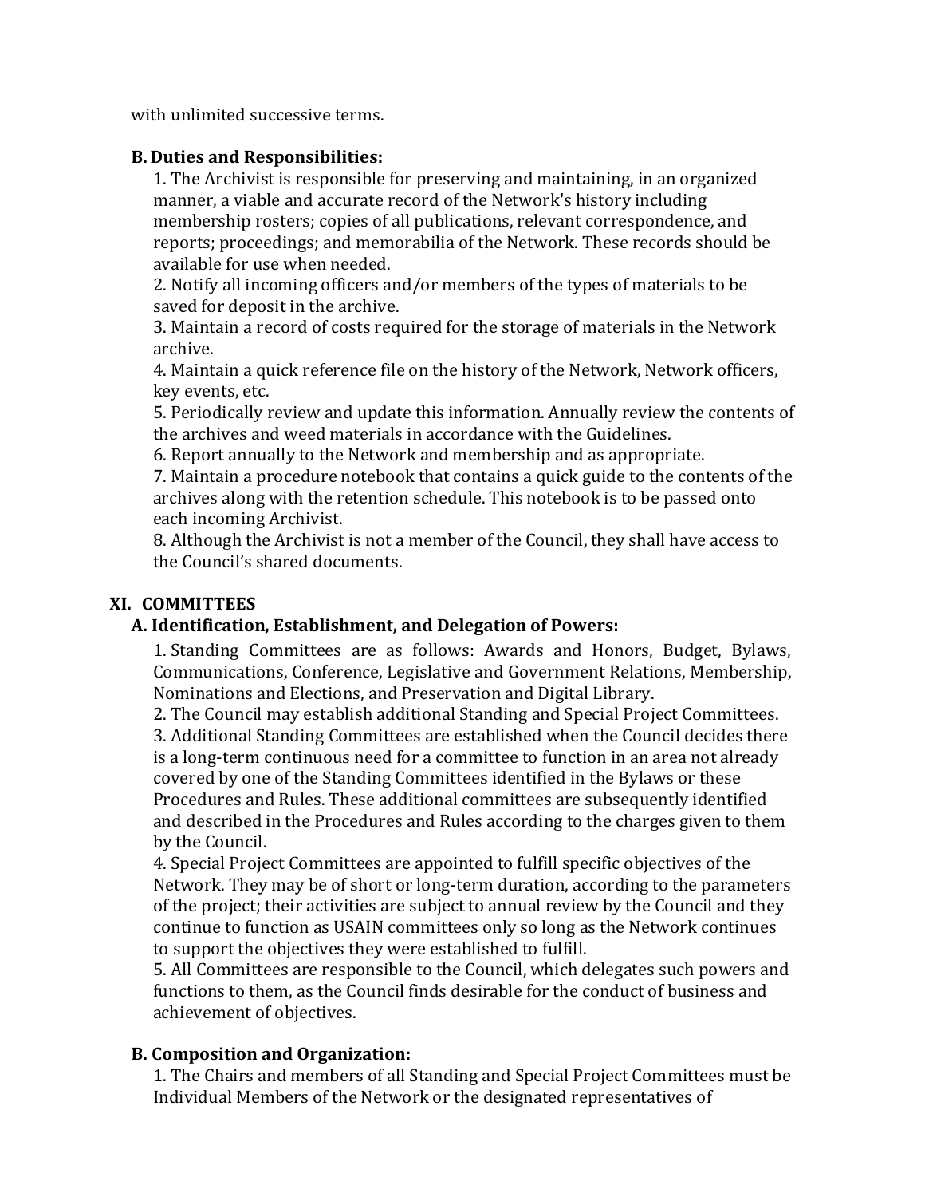with unlimited successive terms.

**B. Duties and Responsibilities:**

1. The Archivist is responsible for preserving and maintaining, in an organized manner, a viable and accurate record of the Network's history including membership rosters; copies of all publications, relevant correspondence, and reports; proceedings; and memorabilia of the Network. These records should be available for use when needed.
2. Notify all incoming officers and/or members of the types of materials to be saved for deposit in the archive.
3. Maintain a record of costs required for the storage of materials in the Network archive.
4. Maintain a quick reference file on the history of the Network, Network officers, key events, etc.
5. Periodically review and update this information. Annually review the contents of the archives and weed materials in accordance with the Guidelines.
6. Report annually to the Network and membership and as appropriate.
7. Maintain a procedure notebook that contains a quick guide to the contents of the archives along with the retention schedule. This notebook is to be passed onto each incoming Archivist.
8. Although the Archivist is not a member of the Council, they shall have access to the Council's shared documents.

## XI. COMMITTEES

**A. Identification, Establishment, and Delegation of Powers:**

1. Standing Committees are as follows: Awards and Honors, Budget, Bylaws, Communications, Conference, Legislative and Government Relations, Membership, Nominations and Elections, and Preservation and Digital Library.
2. The Council may establish additional Standing and Special Project Committees.
3. Additional Standing Committees are established when the Council decides there is a long-term continuous need for a committee to function in an area not already covered by one of the Standing Committees identified in the Bylaws or these Procedures and Rules. These additional committees are subsequently identified and described in the Procedures and Rules according to the charges given to them by the Council.
4. Special Project Committees are appointed to fulfill specific objectives of the Network. They may be of short or long-term duration, according to the parameters of the project; their activities are subject to annual review by the Council and they continue to function as USAIN committees only so long as the Network continues to support the objectives they were established to fulfill.
5. All Committees are responsible to the Council, which delegates such powers and functions to them, as the Council finds desirable for the conduct of business and achievement of objectives.

**B. Composition and Organization:**

1. The Chairs and members of all Standing and Special Project Committees must be Individual Members of the Network or the designated representatives of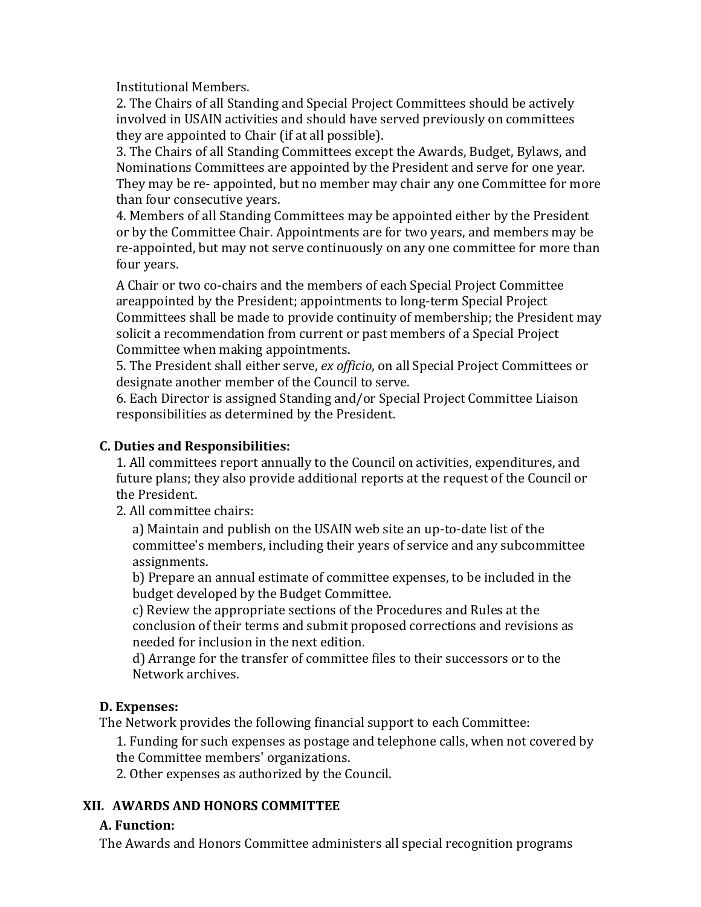Institutional Members.

2. The Chairs of all Standing and Special Project Committees should be actively involved in USAIN activities and should have served previously on committees they are appointed to Chair (if at all possible).

3. The Chairs of all Standing Committees except the Awards, Budget, Bylaws, and Nominations Committees are appointed by the President and serve for one year. They may be re- appointed, but no member may chair any one Committee for more than four consecutive years.

4. Members of all Standing Committees may be appointed either by the President or by the Committee Chair. Appointments are for two years, and members may be re-appointed, but may not serve continuously on any one committee for more than four years.

A Chair or two co-chairs and the members of each Special Project Committee areappointed by the President; appointments to long-term Special Project Committees shall be made to provide continuity of membership; the President may solicit a recommendation from current or past members of a Special Project Committee when making appointments.

5. The President shall either serve, *ex officio*, on all Special Project Committees or designate another member of the Council to serve.

6. Each Director is assigned Standing and/or Special Project Committee Liaison responsibilities as determined by the President.

### C. Duties and Responsibilities:

1. All committees report annually to the Council on activities, expenditures, and future plans; they also provide additional reports at the request of the Council or the President.

2. All committee chairs:

   a) Maintain and publish on the USAIN web site an up-to-date list of the committee's members, including their years of service and any subcommittee assignments.

   b) Prepare an annual estimate of committee expenses, to be included in the budget developed by the Budget Committee.

   c) Review the appropriate sections of the Procedures and Rules at the conclusion of their terms and submit proposed corrections and revisions as needed for inclusion in the next edition.

   d) Arrange for the transfer of committee files to their successors or to the Network archives.

### D. Expenses:

The Network provides the following financial support to each Committee:

1. Funding for such expenses as postage and telephone calls, when not covered by the Committee members' organizations.

2. Other expenses as authorized by the Council.

## XII. AWARDS AND HONORS COMMITTEE

### A. Function:

The Awards and Honors Committee administers all special recognition programs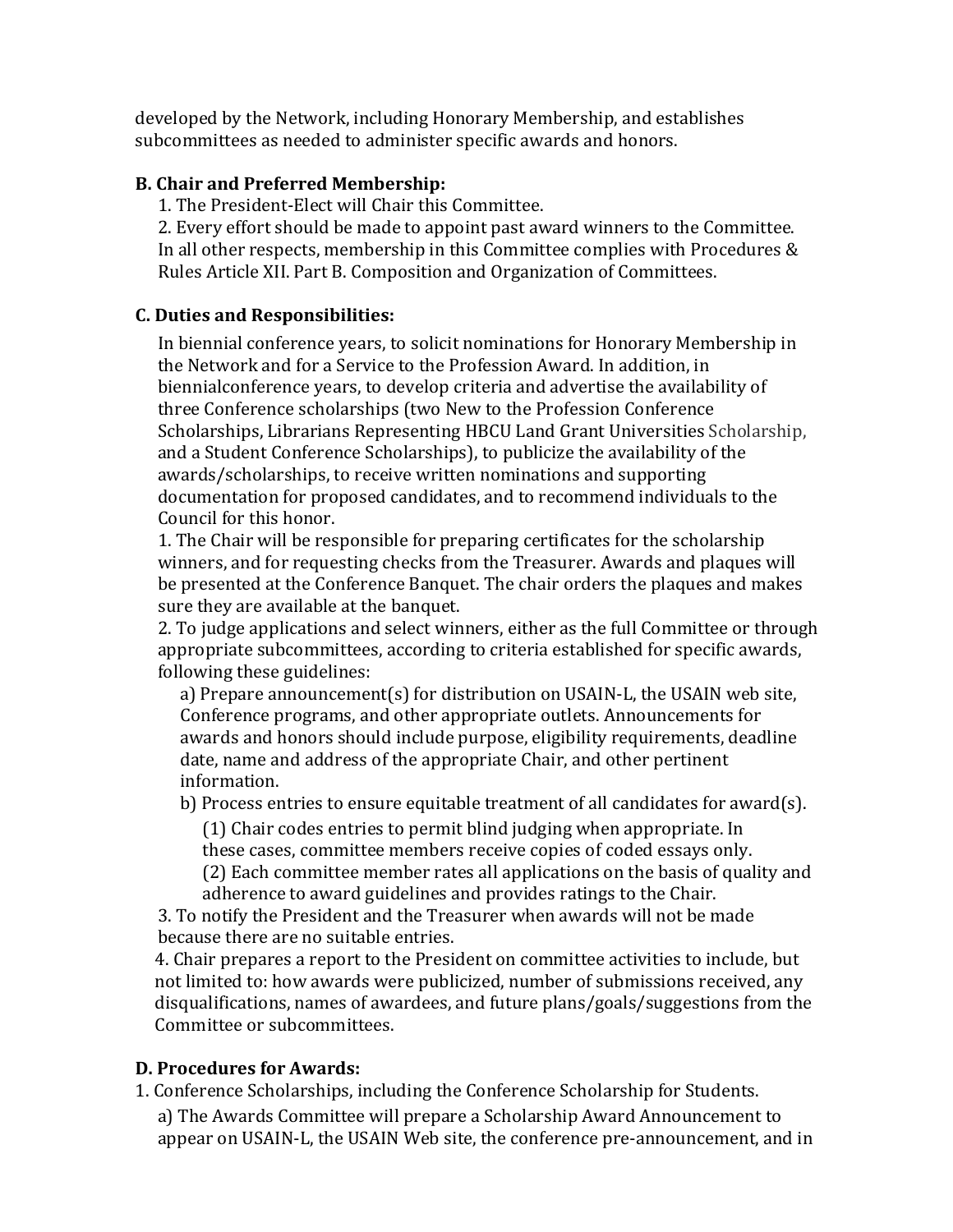developed by the Network, including Honorary Membership, and establishes subcommittees as needed to administer specific awards and honors.

**B. Chair and Preferred Membership:**

1. The President-Elect will Chair this Committee.
2. Every effort should be made to appoint past award winners to the Committee. In all other respects, membership in this Committee complies with Procedures & Rules Article XII. Part B. Composition and Organization of Committees.

**C. Duties and Responsibilities:**

In biennial conference years, to solicit nominations for Honorary Membership in the Network and for a Service to the Profession Award. In addition, in biennialconference years, to develop criteria and advertise the availability of three Conference scholarships (two New to the Profession Conference Scholarships, Librarians Representing HBCU Land Grant Universities Scholarship, and a Student Conference Scholarships), to publicize the availability of the awards/scholarships, to receive written nominations and supporting documentation for proposed candidates, and to recommend individuals to the Council for this honor.

1. The Chair will be responsible for preparing certificates for the scholarship winners, and for requesting checks from the Treasurer. Awards and plaques will be presented at the Conference Banquet. The chair orders the plaques and makes sure they are available at the banquet.
2. To judge applications and select winners, either as the full Committee or through appropriate subcommittees, according to criteria established for specific awards, following these guidelines:
   a) Prepare announcement(s) for distribution on USAIN-L, the USAIN web site, Conference programs, and other appropriate outlets. Announcements for awards and honors should include purpose, eligibility requirements, deadline date, name and address of the appropriate Chair, and other pertinent information.
   b) Process entries to ensure equitable treatment of all candidates for award(s).
      (1) Chair codes entries to permit blind judging when appropriate. In these cases, committee members receive copies of coded essays only.
      (2) Each committee member rates all applications on the basis of quality and adherence to award guidelines and provides ratings to the Chair.
3. To notify the President and the Treasurer when awards will not be made because there are no suitable entries.
4. Chair prepares a report to the President on committee activities to include, but not limited to: how awards were publicized, number of submissions received, any disqualifications, names of awardees, and future plans/goals/suggestions from the Committee or subcommittees.

**D. Procedures for Awards:**

1. Conference Scholarships, including the Conference Scholarship for Students.
   a) The Awards Committee will prepare a Scholarship Award Announcement to appear on USAIN-L, the USAIN Web site, the conference pre-announcement, and in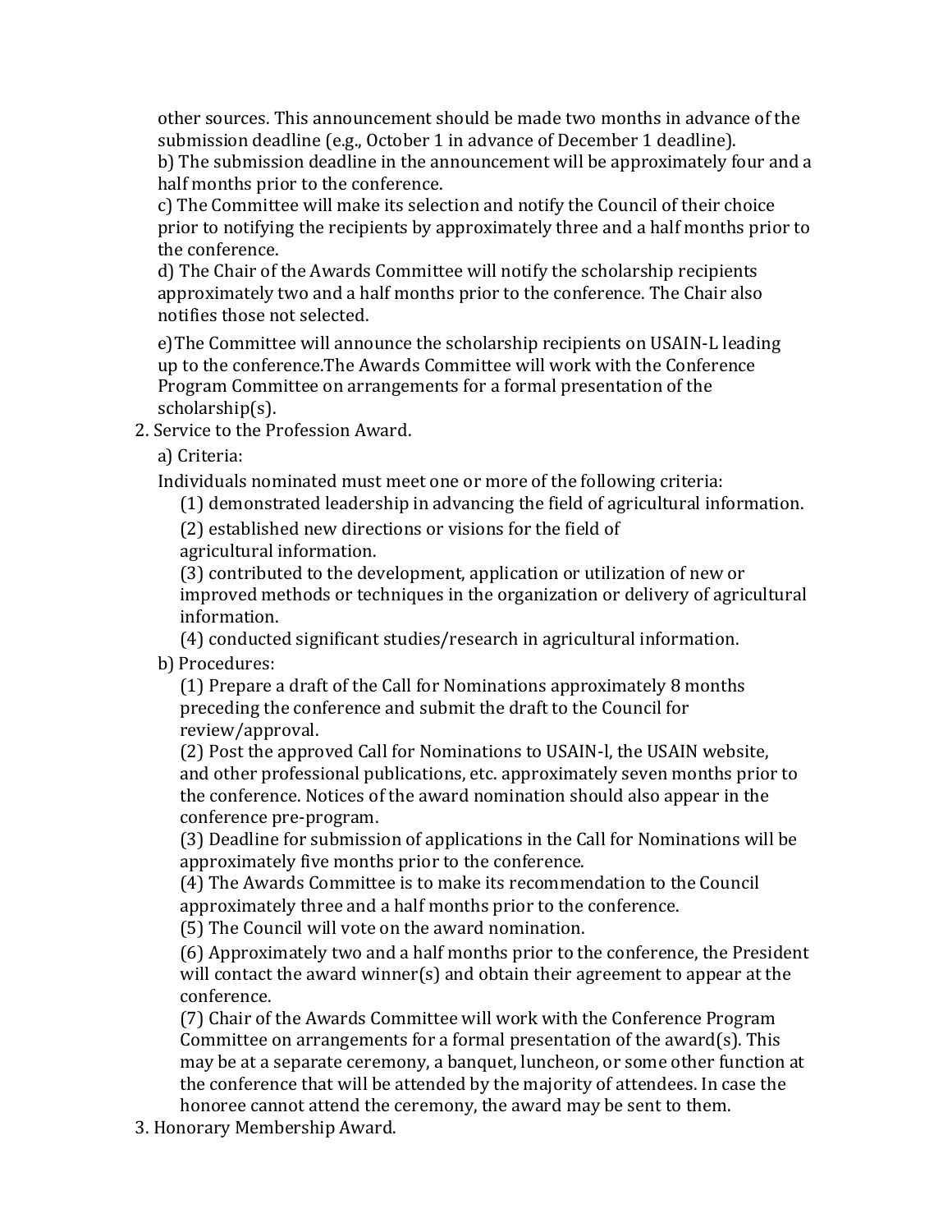other sources. This announcement should be made two months in advance of the submission deadline (e.g., October 1 in advance of December 1 deadline).

b) The submission deadline in the announcement will be approximately four and a half months prior to the conference.

c) The Committee will make its selection and notify the Council of their choice prior to notifying the recipients by approximately three and a half months prior to the conference.

d) The Chair of the Awards Committee will notify the scholarship recipients approximately two and a half months prior to the conference. The Chair also notifies those not selected.

e)The Committee will announce the scholarship recipients on USAIN-L leading up to the conference.The Awards Committee will work with the Conference Program Committee on arrangements for a formal presentation of the scholarship(s).

2. Service to the Profession Award.

   a) Criteria:

   Individuals nominated must meet one or more of the following criteria:

   (1) demonstrated leadership in advancing the field of agricultural information.

   (2) established new directions or visions for the field of agricultural information.

   (3) contributed to the development, application or utilization of new or improved methods or techniques in the organization or delivery of agricultural information.

   (4) conducted significant studies/research in agricultural information.

   b) Procedures:

   (1) Prepare a draft of the Call for Nominations approximately 8 months preceding the conference and submit the draft to the Council for review/approval.

   (2) Post the approved Call for Nominations to USAIN-l, the USAIN website, and other professional publications, etc. approximately seven months prior to the conference. Notices of the award nomination should also appear in the conference pre-program.

   (3) Deadline for submission of applications in the Call for Nominations will be approximately five months prior to the conference.

   (4) The Awards Committee is to make its recommendation to the Council approximately three and a half months prior to the conference.

   (5) The Council will vote on the award nomination.

   (6) Approximately two and a half months prior to the conference, the President will contact the award winner(s) and obtain their agreement to appear at the conference.

   (7) Chair of the Awards Committee will work with the Conference Program Committee on arrangements for a formal presentation of the award(s). This may be at a separate ceremony, a banquet, luncheon, or some other function at the conference that will be attended by the majority of attendees. In case the honoree cannot attend the ceremony, the award may be sent to them.

3. Honorary Membership Award.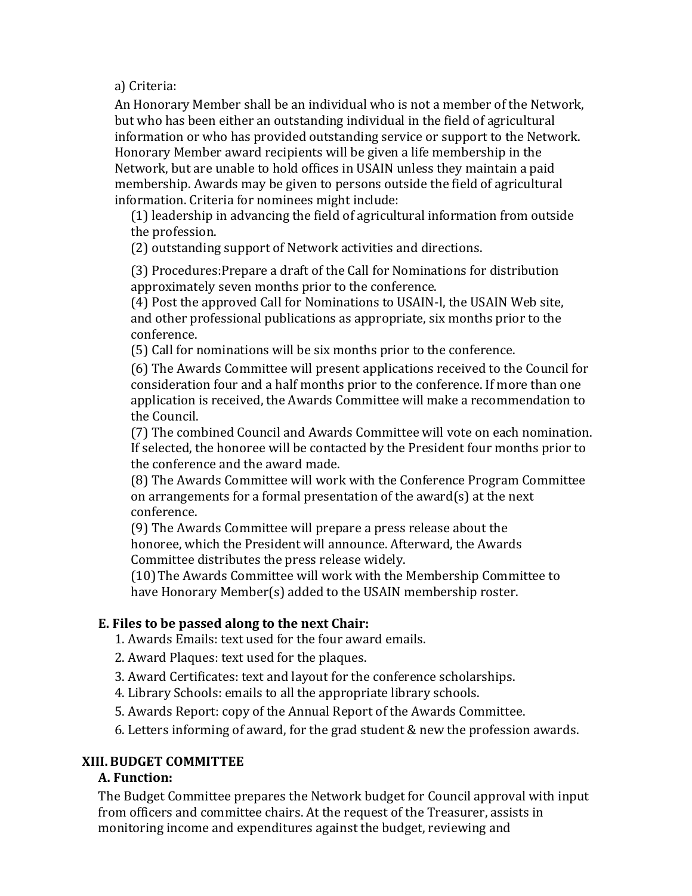a) Criteria:

An Honorary Member shall be an individual who is not a member of the Network, but who has been either an outstanding individual in the field of agricultural information or who has provided outstanding service or support to the Network. Honorary Member award recipients will be given a life membership in the Network, but are unable to hold offices in USAIN unless they maintain a paid membership. Awards may be given to persons outside the field of agricultural information. Criteria for nominees might include:

(1) leadership in advancing the field of agricultural information from outside the profession.
(2) outstanding support of Network activities and directions.

(3) Procedures:Prepare a draft of the Call for Nominations for distribution approximately seven months prior to the conference.
(4) Post the approved Call for Nominations to USAIN-l, the USAIN Web site, and other professional publications as appropriate, six months prior to the conference.
(5) Call for nominations will be six months prior to the conference.
(6) The Awards Committee will present applications received to the Council for consideration four and a half months prior to the conference. If more than one application is received, the Awards Committee will make a recommendation to the Council.
(7) The combined Council and Awards Committee will vote on each nomination. If selected, the honoree will be contacted by the President four months prior to the conference and the award made.
(8) The Awards Committee will work with the Conference Program Committee on arrangements for a formal presentation of the award(s) at the next conference.
(9) The Awards Committee will prepare a press release about the honoree, which the President will announce. Afterward, the Awards Committee distributes the press release widely.
(10) The Awards Committee will work with the Membership Committee to have Honorary Member(s) added to the USAIN membership roster.

**E. Files to be passed along to the next Chair:**

1. Awards Emails: text used for the four award emails.
2. Award Plaques: text used for the plaques.
3. Award Certificates: text and layout for the conference scholarships.
4. Library Schools: emails to all the appropriate library schools.
5. Awards Report: copy of the Annual Report of the Awards Committee.
6. Letters informing of award, for the grad student & new the profession awards.

## XIII. BUDGET COMMITTEE

**A. Function:**

The Budget Committee prepares the Network budget for Council approval with input from officers and committee chairs. At the request of the Treasurer, assists in monitoring income and expenditures against the budget, reviewing and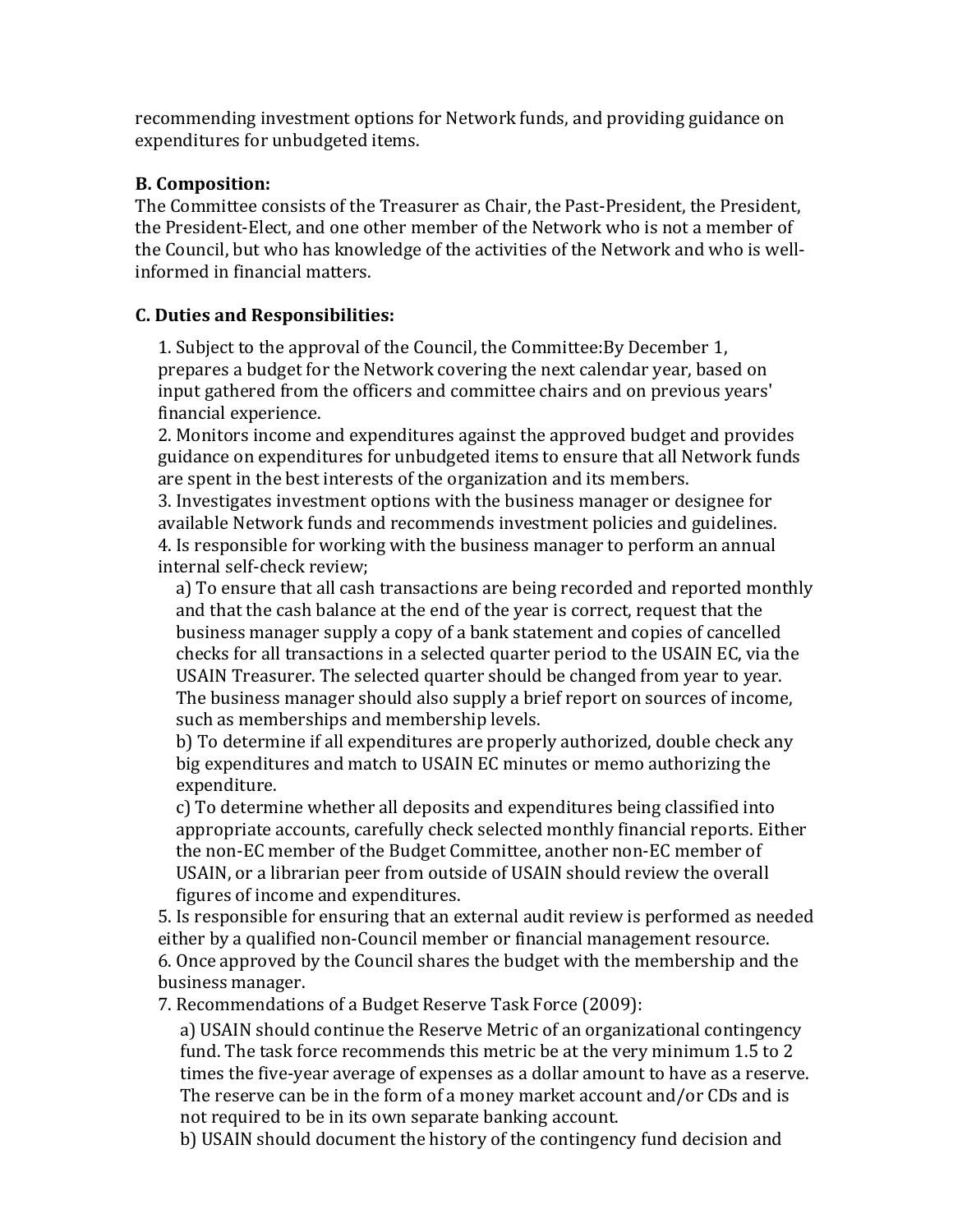recommending investment options for Network funds, and providing guidance on expenditures for unbudgeted items.

**B. Composition:**

The Committee consists of the Treasurer as Chair, the Past-President, the President, the President-Elect, and one other member of the Network who is not a member of the Council, but who has knowledge of the activities of the Network and who is well-informed in financial matters.

**C. Duties and Responsibilities:**

1. Subject to the approval of the Council, the Committee:By December 1, prepares a budget for the Network covering the next calendar year, based on input gathered from the officers and committee chairs and on previous years' financial experience.
2. Monitors income and expenditures against the approved budget and provides guidance on expenditures for unbudgeted items to ensure that all Network funds are spent in the best interests of the organization and its members.
3. Investigates investment options with the business manager or designee for available Network funds and recommends investment policies and guidelines.
4. Is responsible for working with the business manager to perform an annual internal self-check review;
   a) To ensure that all cash transactions are being recorded and reported monthly and that the cash balance at the end of the year is correct, request that the business manager supply a copy of a bank statement and copies of cancelled checks for all transactions in a selected quarter period to the USAIN EC, via the USAIN Treasurer. The selected quarter should be changed from year to year. The business manager should also supply a brief report on sources of income, such as memberships and membership levels.
   b) To determine if all expenditures are properly authorized, double check any big expenditures and match to USAIN EC minutes or memo authorizing the expenditure.
   c) To determine whether all deposits and expenditures being classified into appropriate accounts, carefully check selected monthly financial reports. Either the non-EC member of the Budget Committee, another non-EC member of USAIN, or a librarian peer from outside of USAIN should review the overall figures of income and expenditures.
5. Is responsible for ensuring that an external audit review is performed as needed either by a qualified non-Council member or financial management resource.
6. Once approved by the Council shares the budget with the membership and the business manager.
7. Recommendations of a Budget Reserve Task Force (2009):
   a) USAIN should continue the Reserve Metric of an organizational contingency fund. The task force recommends this metric be at the very minimum 1.5 to 2 times the five-year average of expenses as a dollar amount to have as a reserve. The reserve can be in the form of a money market account and/or CDs and is not required to be in its own separate banking account.
   b) USAIN should document the history of the contingency fund decision and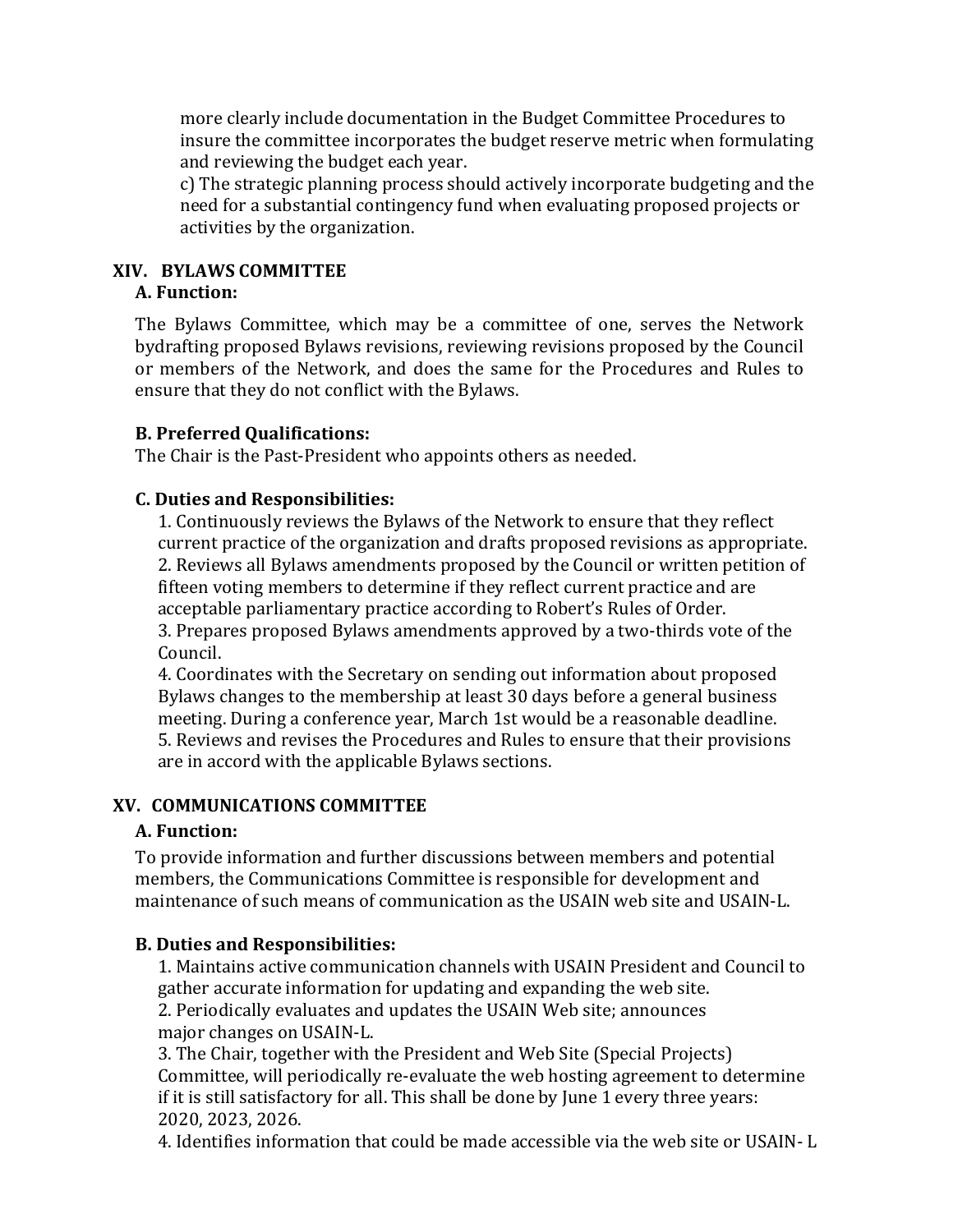more clearly include documentation in the Budget Committee Procedures to insure the committee incorporates the budget reserve metric when formulating and reviewing the budget each year.

c) The strategic planning process should actively incorporate budgeting and the need for a substantial contingency fund when evaluating proposed projects or activities by the organization.

## XIV. BYLAWS COMMITTEE

### A. Function:

The Bylaws Committee, which may be a committee of one, serves the Network bydrafting proposed Bylaws revisions, reviewing revisions proposed by the Council or members of the Network, and does the same for the Procedures and Rules to ensure that they do not conflict with the Bylaws.

### B. Preferred Qualifications:

The Chair is the Past-President who appoints others as needed.

### C. Duties and Responsibilities:

1. Continuously reviews the Bylaws of the Network to ensure that they reflect current practice of the organization and drafts proposed revisions as appropriate.
2. Reviews all Bylaws amendments proposed by the Council or written petition of fifteen voting members to determine if they reflect current practice and are acceptable parliamentary practice according to Robert's Rules of Order.
3. Prepares proposed Bylaws amendments approved by a two-thirds vote of the Council.
4. Coordinates with the Secretary on sending out information about proposed Bylaws changes to the membership at least 30 days before a general business meeting. During a conference year, March 1st would be a reasonable deadline.
5. Reviews and revises the Procedures and Rules to ensure that their provisions are in accord with the applicable Bylaws sections.

## XV. COMMUNICATIONS COMMITTEE

### A. Function:

To provide information and further discussions between members and potential members, the Communications Committee is responsible for development and maintenance of such means of communication as the USAIN web site and USAIN-L.

### B. Duties and Responsibilities:

1. Maintains active communication channels with USAIN President and Council to gather accurate information for updating and expanding the web site.
2. Periodically evaluates and updates the USAIN Web site; announces major changes on USAIN-L.
3. The Chair, together with the President and Web Site (Special Projects) Committee, will periodically re-evaluate the web hosting agreement to determine if it is still satisfactory for all. This shall be done by June 1 every three years: 2020, 2023, 2026.
4. Identifies information that could be made accessible via the web site or USAIN- L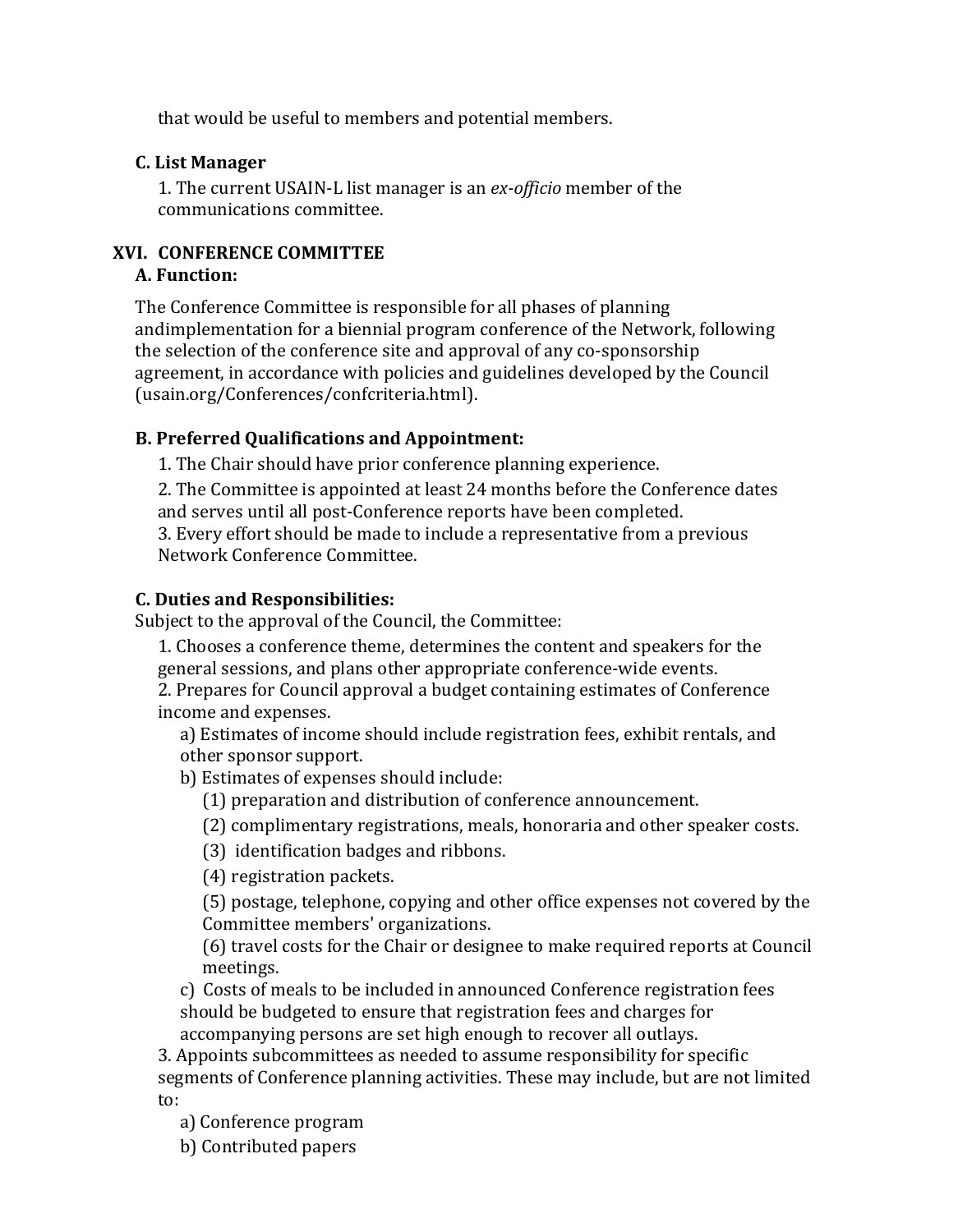that would be useful to members and potential members.

**C. List Manager**

1. The current USAIN-L list manager is an *ex-officio* member of the communications committee.

## XVI. CONFERENCE COMMITTEE

**A. Function:**

The Conference Committee is responsible for all phases of planning andimplementation for a biennial program conference of the Network, following the selection of the conference site and approval of any co-sponsorship agreement, in accordance with policies and guidelines developed by the Council (usain.org/Conferences/confcriteria.html).

**B. Preferred Qualifications and Appointment:**

1. The Chair should have prior conference planning experience.
2. The Committee is appointed at least 24 months before the Conference dates and serves until all post-Conference reports have been completed.
3. Every effort should be made to include a representative from a previous Network Conference Committee.

**C. Duties and Responsibilities:**

Subject to the approval of the Council, the Committee:

1. Chooses a conference theme, determines the content and speakers for the general sessions, and plans other appropriate conference-wide events.
2. Prepares for Council approval a budget containing estimates of Conference income and expenses.
   a) Estimates of income should include registration fees, exhibit rentals, and other sponsor support.
   b) Estimates of expenses should include:
      (1) preparation and distribution of conference announcement.
      (2) complimentary registrations, meals, honoraria and other speaker costs.
      (3) identification badges and ribbons.
      (4) registration packets.
      (5) postage, telephone, copying and other office expenses not covered by the Committee members' organizations.
      (6) travel costs for the Chair or designee to make required reports at Council meetings.
   c) Costs of meals to be included in announced Conference registration fees should be budgeted to ensure that registration fees and charges for accompanying persons are set high enough to recover all outlays.
3. Appoints subcommittees as needed to assume responsibility for specific segments of Conference planning activities. These may include, but are not limited to:
   a) Conference program
   b) Contributed papers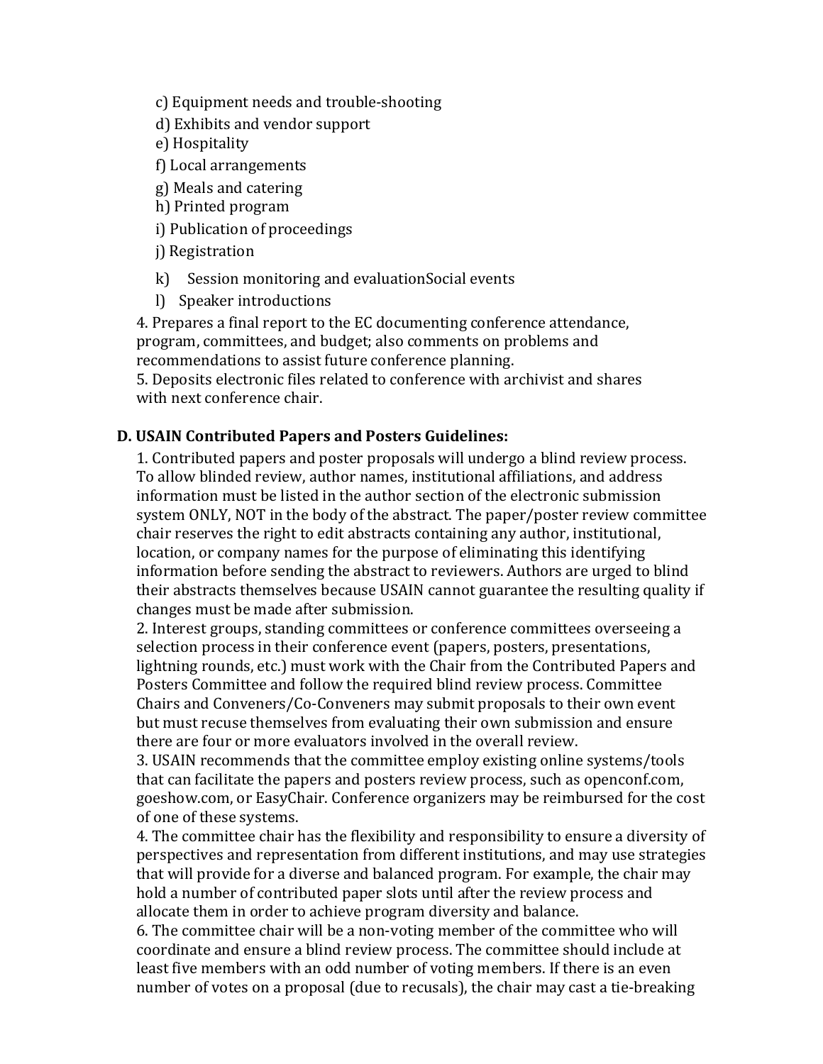c) Equipment needs and trouble-shooting
d) Exhibits and vendor support
e) Hospitality
f) Local arrangements
g) Meals and catering
h) Printed program
i) Publication of proceedings
j) Registration
k) Session monitoring and evaluationSocial events
l) Speaker introductions

4. Prepares a final report to the EC documenting conference attendance, program, committees, and budget; also comments on problems and recommendations to assist future conference planning.
5. Deposits electronic files related to conference with archivist and shares with next conference chair.

**D. USAIN Contributed Papers and Posters Guidelines:**

1. Contributed papers and poster proposals will undergo a blind review process. To allow blinded review, author names, institutional affiliations, and address information must be listed in the author section of the electronic submission system ONLY, NOT in the body of the abstract. The paper/poster review committee chair reserves the right to edit abstracts containing any author, institutional, location, or company names for the purpose of eliminating this identifying information before sending the abstract to reviewers. Authors are urged to blind their abstracts themselves because USAIN cannot guarantee the resulting quality if changes must be made after submission.
2. Interest groups, standing committees or conference committees overseeing a selection process in their conference event (papers, posters, presentations, lightning rounds, etc.) must work with the Chair from the Contributed Papers and Posters Committee and follow the required blind review process. Committee Chairs and Conveners/Co-Conveners may submit proposals to their own event but must recuse themselves from evaluating their own submission and ensure there are four or more evaluators involved in the overall review.
3. USAIN recommends that the committee employ existing online systems/tools that can facilitate the papers and posters review process, such as openconf.com, goeshow.com, or EasyChair. Conference organizers may be reimbursed for the cost of one of these systems.
4. The committee chair has the flexibility and responsibility to ensure a diversity of perspectives and representation from different institutions, and may use strategies that will provide for a diverse and balanced program. For example, the chair may hold a number of contributed paper slots until after the review process and allocate them in order to achieve program diversity and balance.
6. The committee chair will be a non-voting member of the committee who will coordinate and ensure a blind review process. The committee should include at least five members with an odd number of voting members. If there is an even number of votes on a proposal (due to recusals), the chair may cast a tie-breaking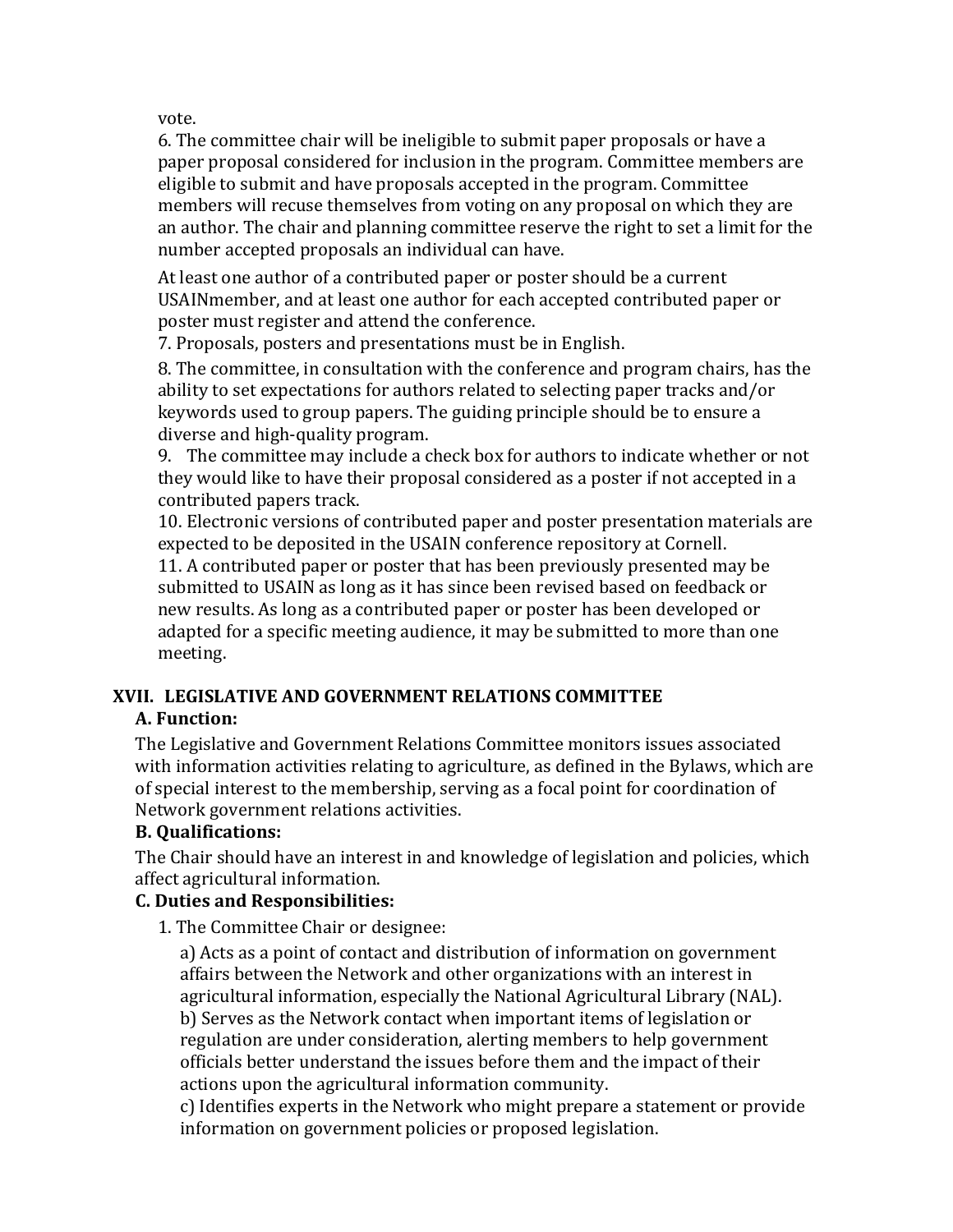vote.

6. The committee chair will be ineligible to submit paper proposals or have a paper proposal considered for inclusion in the program. Committee members are eligible to submit and have proposals accepted in the program. Committee members will recuse themselves from voting on any proposal on which they are an author. The chair and planning committee reserve the right to set a limit for the number accepted proposals an individual can have.

At least one author of a contributed paper or poster should be a current USAINmember, and at least one author for each accepted contributed paper or poster must register and attend the conference.

7. Proposals, posters and presentations must be in English.

8. The committee, in consultation with the conference and program chairs, has the ability to set expectations for authors related to selecting paper tracks and/or keywords used to group papers. The guiding principle should be to ensure a diverse and high-quality program.

9. The committee may include a check box for authors to indicate whether or not they would like to have their proposal considered as a poster if not accepted in a contributed papers track.

10. Electronic versions of contributed paper and poster presentation materials are expected to be deposited in the USAIN conference repository at Cornell.

11. A contributed paper or poster that has been previously presented may be submitted to USAIN as long as it has since been revised based on feedback or new results. As long as a contributed paper or poster has been developed or adapted for a specific meeting audience, it may be submitted to more than one meeting.

## XVII. LEGISLATIVE AND GOVERNMENT RELATIONS COMMITTEE

### A. Function:

The Legislative and Government Relations Committee monitors issues associated with information activities relating to agriculture, as defined in the Bylaws, which are of special interest to the membership, serving as a focal point for coordination of Network government relations activities.

### B. Qualifications:

The Chair should have an interest in and knowledge of legislation and policies, which affect agricultural information.

### C. Duties and Responsibilities:

1. The Committee Chair or designee:

   a) Acts as a point of contact and distribution of information on government affairs between the Network and other organizations with an interest in agricultural information, especially the National Agricultural Library (NAL).

   b) Serves as the Network contact when important items of legislation or regulation are under consideration, alerting members to help government officials better understand the issues before them and the impact of their actions upon the agricultural information community.

   c) Identifies experts in the Network who might prepare a statement or provide information on government policies or proposed legislation.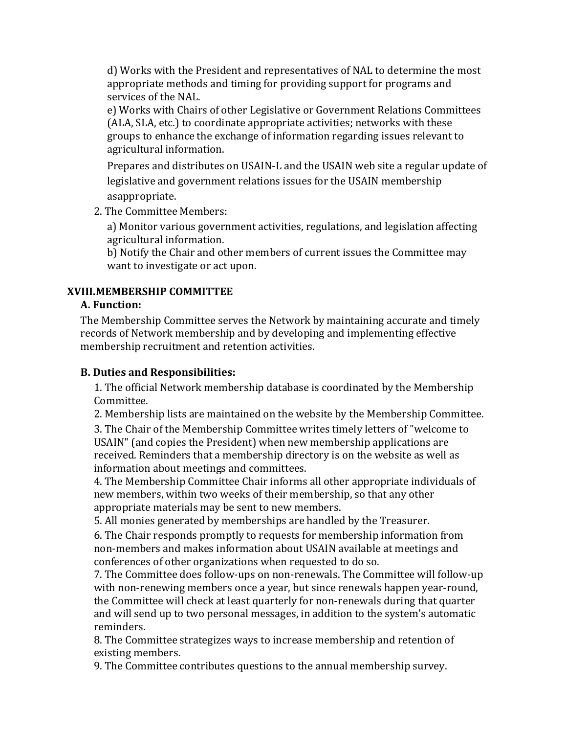d) Works with the President and representatives of NAL to determine the most appropriate methods and timing for providing support for programs and services of the NAL.

e) Works with Chairs of other Legislative or Government Relations Committees (ALA, SLA, etc.) to coordinate appropriate activities; networks with these groups to enhance the exchange of information regarding issues relevant to agricultural information.

Prepares and distributes on USAIN-L and the USAIN web site a regular update of legislative and government relations issues for the USAIN membership asappropriate.

2. The Committee Members:

a) Monitor various government activities, regulations, and legislation affecting agricultural information.

b) Notify the Chair and other members of current issues the Committee may want to investigate or act upon.

## XVIII.MEMBERSHIP COMMITTEE

### A. Function:

The Membership Committee serves the Network by maintaining accurate and timely records of Network membership and by developing and implementing effective membership recruitment and retention activities.

### B. Duties and Responsibilities:

1. The official Network membership database is coordinated by the Membership Committee.
2. Membership lists are maintained on the website by the Membership Committee.
3. The Chair of the Membership Committee writes timely letters of "welcome to USAIN" (and copies the President) when new membership applications are received. Reminders that a membership directory is on the website as well as information about meetings and committees.
4. The Membership Committee Chair informs all other appropriate individuals of new members, within two weeks of their membership, so that any other appropriate materials may be sent to new members.
5. All monies generated by memberships are handled by the Treasurer.
6. The Chair responds promptly to requests for membership information from non-members and makes information about USAIN available at meetings and conferences of other organizations when requested to do so.
7. The Committee does follow-ups on non-renewals. The Committee will follow-up with non-renewing members once a year, but since renewals happen year-round, the Committee will check at least quarterly for non-renewals during that quarter and will send up to two personal messages, in addition to the system's automatic reminders.
8. The Committee strategizes ways to increase membership and retention of existing members.
9. The Committee contributes questions to the annual membership survey.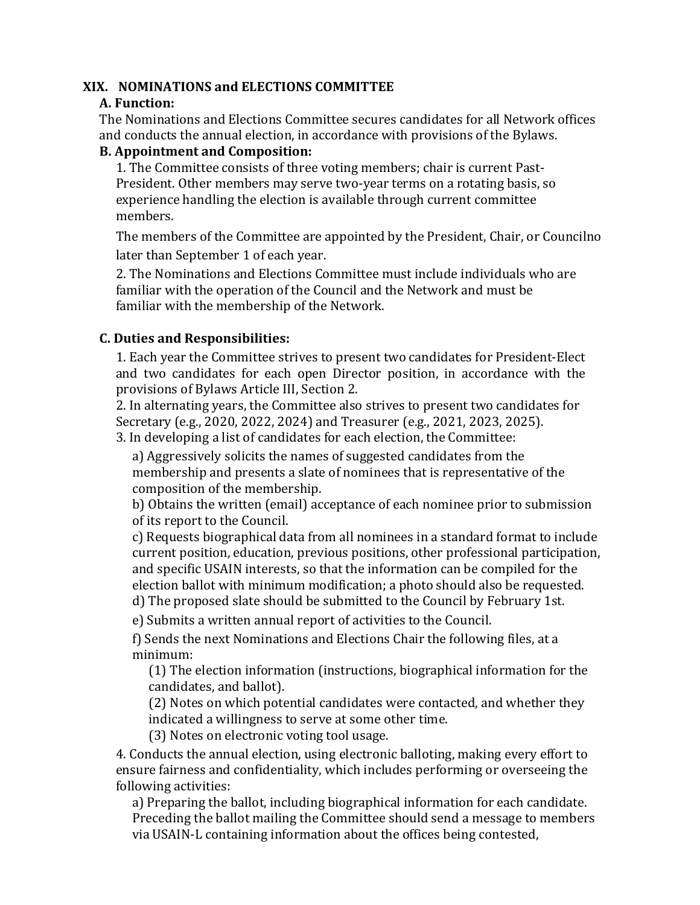## XIX. NOMINATIONS and ELECTIONS COMMITTEE

### A. Function:

The Nominations and Elections Committee secures candidates for all Network offices and conducts the annual election, in accordance with provisions of the Bylaws.

### B. Appointment and Composition:

1. The Committee consists of three voting members; chair is current Past-President. Other members may serve two-year terms on a rotating basis, so experience handling the election is available through current committee members.

   The members of the Committee are appointed by the President, Chair, or Councilno later than September 1 of each year.

2. The Nominations and Elections Committee must include individuals who are familiar with the operation of the Council and the Network and must be familiar with the membership of the Network.

### C. Duties and Responsibilities:

1. Each year the Committee strives to present two candidates for President-Elect and two candidates for each open Director position, in accordance with the provisions of Bylaws Article III, Section 2.
2. In alternating years, the Committee also strives to present two candidates for Secretary (e.g., 2020, 2022, 2024) and Treasurer (e.g., 2021, 2023, 2025).
3. In developing a list of candidates for each election, the Committee:
   a) Aggressively solicits the names of suggested candidates from the membership and presents a slate of nominees that is representative of the composition of the membership.
   b) Obtains the written (email) acceptance of each nominee prior to submission of its report to the Council.
   c) Requests biographical data from all nominees in a standard format to include current position, education, previous positions, other professional participation, and specific USAIN interests, so that the information can be compiled for the election ballot with minimum modification; a photo should also be requested.
   d) The proposed slate should be submitted to the Council by February 1st.
   e) Submits a written annual report of activities to the Council.
   f) Sends the next Nominations and Elections Chair the following files, at a minimum:
      (1) The election information (instructions, biographical information for the candidates, and ballot).
      (2) Notes on which potential candidates were contacted, and whether they indicated a willingness to serve at some other time.
      (3) Notes on electronic voting tool usage.
4. Conducts the annual election, using electronic balloting, making every effort to ensure fairness and confidentiality, which includes performing or overseeing the following activities:
   a) Preparing the ballot, including biographical information for each candidate. Preceding the ballot mailing the Committee should send a message to members via USAIN-L containing information about the offices being contested,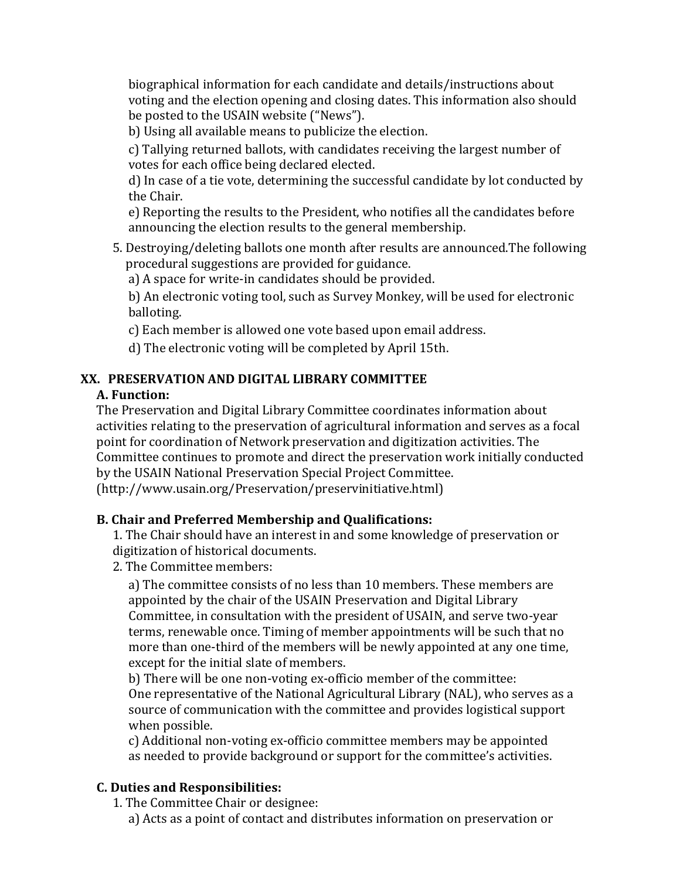biographical information for each candidate and details/instructions about voting and the election opening and closing dates. This information also should be posted to the USAIN website ("News").

b) Using all available means to publicize the election.

c) Tallying returned ballots, with candidates receiving the largest number of votes for each office being declared elected.

d) In case of a tie vote, determining the successful candidate by lot conducted by the Chair.

e) Reporting the results to the President, who notifies all the candidates before announcing the election results to the general membership.

5. Destroying/deleting ballots one month after results are announced.The following procedural suggestions are provided for guidance.

   a) A space for write-in candidates should be provided.

   b) An electronic voting tool, such as Survey Monkey, will be used for electronic balloting.

   c) Each member is allowed one vote based upon email address.

   d) The electronic voting will be completed by April 15th.

## XX. PRESERVATION AND DIGITAL LIBRARY COMMITTEE

### A. Function:

The Preservation and Digital Library Committee coordinates information about activities relating to the preservation of agricultural information and serves as a focal point for coordination of Network preservation and digitization activities. The Committee continues to promote and direct the preservation work initially conducted by the USAIN National Preservation Special Project Committee. (http://www.usain.org/Preservation/preservinitiative.html)

### B. Chair and Preferred Membership and Qualifications:

1. The Chair should have an interest in and some knowledge of preservation or digitization of historical documents.
2. The Committee members:

   a) The committee consists of no less than 10 members. These members are appointed by the chair of the USAIN Preservation and Digital Library Committee, in consultation with the president of USAIN, and serve two-year terms, renewable once. Timing of member appointments will be such that no more than one-third of the members will be newly appointed at any one time, except for the initial slate of members.

   b) There will be one non-voting ex-officio member of the committee: One representative of the National Agricultural Library (NAL), who serves as a source of communication with the committee and provides logistical support when possible.

   c) Additional non-voting ex-officio committee members may be appointed as needed to provide background or support for the committee's activities.

### C. Duties and Responsibilities:

1. The Committee Chair or designee:

   a) Acts as a point of contact and distributes information on preservation or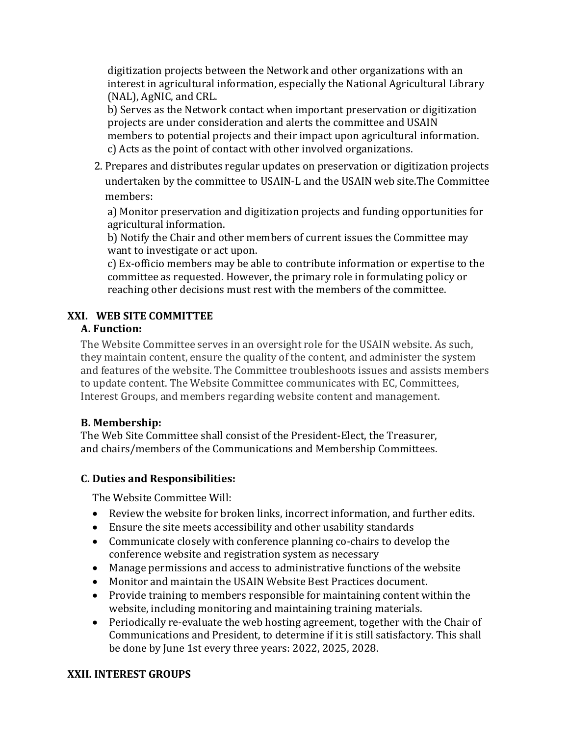digitization projects between the Network and other organizations with an interest in agricultural information, especially the National Agricultural Library (NAL), AgNIC, and CRL.

b) Serves as the Network contact when important preservation or digitization projects are under consideration and alerts the committee and USAIN members to potential projects and their impact upon agricultural information.

c) Acts as the point of contact with other involved organizations.

2. Prepares and distributes regular updates on preservation or digitization projects undertaken by the committee to USAIN-L and the USAIN web site.The Committee members:

   a) Monitor preservation and digitization projects and funding opportunities for agricultural information.

   b) Notify the Chair and other members of current issues the Committee may want to investigate or act upon.

   c) Ex-officio members may be able to contribute information or expertise to the committee as requested. However, the primary role in formulating policy or reaching other decisions must rest with the members of the committee.

## XXI. WEB SITE COMMITTEE

### A. Function:

The Website Committee serves in an oversight role for the USAIN website. As such, they maintain content, ensure the quality of the content, and administer the system and features of the website. The Committee troubleshoots issues and assists members to update content. The Website Committee communicates with EC, Committees, Interest Groups, and members regarding website content and management.

### B. Membership:

The Web Site Committee shall consist of the President-Elect, the Treasurer, and chairs/members of the Communications and Membership Committees.

### C. Duties and Responsibilities:

The Website Committee Will:

- Review the website for broken links, incorrect information, and further edits.
- Ensure the site meets accessibility and other usability standards
- Communicate closely with conference planning co-chairs to develop the conference website and registration system as necessary
- Manage permissions and access to administrative functions of the website
- Monitor and maintain the USAIN Website Best Practices document.
- Provide training to members responsible for maintaining content within the website, including monitoring and maintaining training materials.
- Periodically re-evaluate the web hosting agreement, together with the Chair of Communications and President, to determine if it is still satisfactory. This shall be done by June 1st every three years: 2022, 2025, 2028.

## XXII. INTEREST GROUPS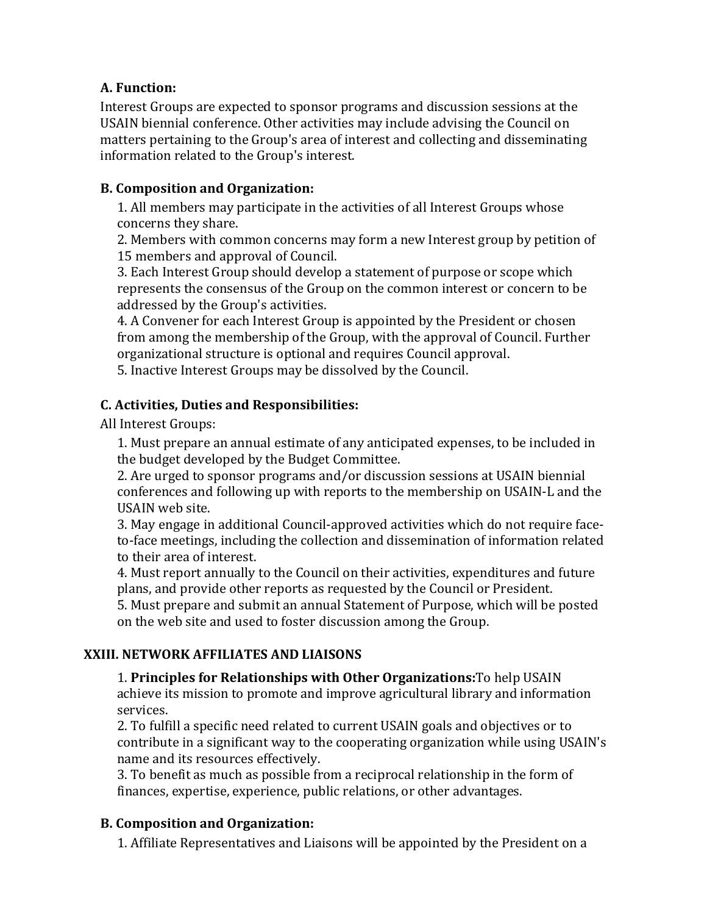**A. Function:**

Interest Groups are expected to sponsor programs and discussion sessions at the USAIN biennial conference. Other activities may include advising the Council on matters pertaining to the Group's area of interest and collecting and disseminating information related to the Group's interest.

**B. Composition and Organization:**

1. All members may participate in the activities of all Interest Groups whose concerns they share.
2. Members with common concerns may form a new Interest group by petition of 15 members and approval of Council.
3. Each Interest Group should develop a statement of purpose or scope which represents the consensus of the Group on the common interest or concern to be addressed by the Group's activities.
4. A Convener for each Interest Group is appointed by the President or chosen from among the membership of the Group, with the approval of Council. Further organizational structure is optional and requires Council approval.
5. Inactive Interest Groups may be dissolved by the Council.

**C. Activities, Duties and Responsibilities:**

All Interest Groups:

1. Must prepare an annual estimate of any anticipated expenses, to be included in the budget developed by the Budget Committee.
2. Are urged to sponsor programs and/or discussion sessions at USAIN biennial conferences and following up with reports to the membership on USAIN-L and the USAIN web site.
3. May engage in additional Council-approved activities which do not require face-to-face meetings, including the collection and dissemination of information related to their area of interest.
4. Must report annually to the Council on their activities, expenditures and future plans, and provide other reports as requested by the Council or President.
5. Must prepare and submit an annual Statement of Purpose, which will be posted on the web site and used to foster discussion among the Group.

**XXIII. NETWORK AFFILIATES AND LIAISONS**

1. **Principles for Relationships with Other Organizations:**To help USAIN achieve its mission to promote and improve agricultural library and information services.
2. To fulfill a specific need related to current USAIN goals and objectives or to contribute in a significant way to the cooperating organization while using USAIN's name and its resources effectively.
3. To benefit as much as possible from a reciprocal relationship in the form of finances, expertise, experience, public relations, or other advantages.

**B. Composition and Organization:**

1. Affiliate Representatives and Liaisons will be appointed by the President on a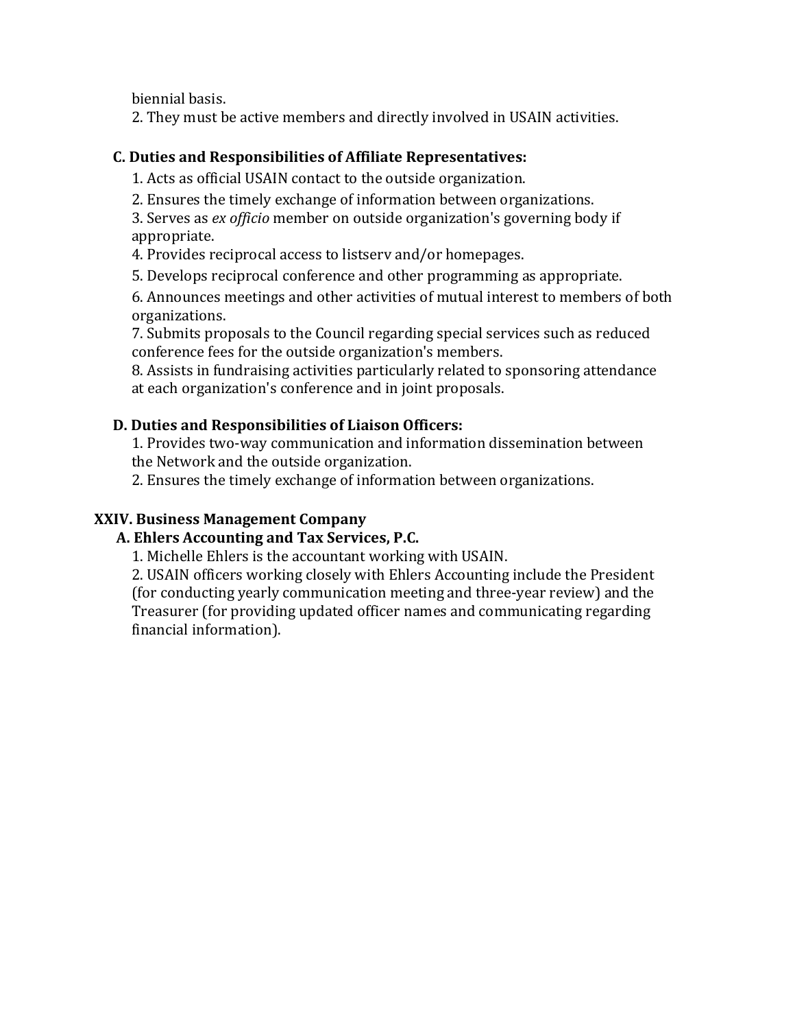biennial basis.
2. They must be active members and directly involved in USAIN activities.

### C. Duties and Responsibilities of Affiliate Representatives:

1. Acts as official USAIN contact to the outside organization.
2. Ensures the timely exchange of information between organizations.
3. Serves as *ex officio* member on outside organization's governing body if appropriate.
4. Provides reciprocal access to listserv and/or homepages.
5. Develops reciprocal conference and other programming as appropriate.
6. Announces meetings and other activities of mutual interest to members of both organizations.
7. Submits proposals to the Council regarding special services such as reduced conference fees for the outside organization's members.
8. Assists in fundraising activities particularly related to sponsoring attendance at each organization's conference and in joint proposals.

### D. Duties and Responsibilities of Liaison Officers:

1. Provides two-way communication and information dissemination between the Network and the outside organization.
2. Ensures the timely exchange of information between organizations.

## XXIV. Business Management Company

### A. Ehlers Accounting and Tax Services, P.C.

1. Michelle Ehlers is the accountant working with USAIN.
2. USAIN officers working closely with Ehlers Accounting include the President (for conducting yearly communication meeting and three-year review) and the Treasurer (for providing updated officer names and communicating regarding financial information).